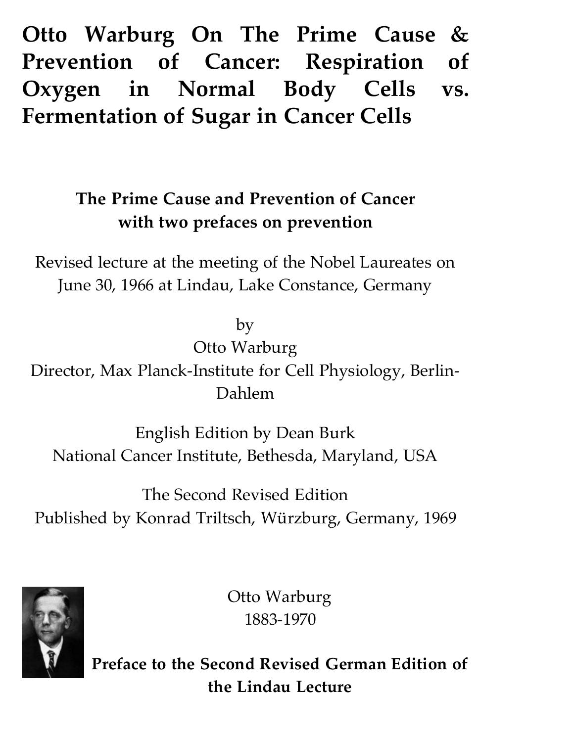# Otto Warburg On The Prime Cause & Prevention of Cancer: Respiration of Oxygen in Normal Body Cells vs. Fermentation of Sugar in Cancer Cells

**The Prime Cause and Prevention of Cancer with two prefaces on prevention**

Revised lecture at the meeting of the Nobel Laureates on June 30, 1966 at Lindau, Lake Constance, Germany

by

Otto Warburg

Director, Max Planck-Institute for Cell Physiology, Berlin-Dahlem

English Edition by Dean Burk

National Cancer Institute, Bethesda, Maryland, USA

The Second Revised Edition

Published by Konrad Triltsch, Würzburg, Germany, 1969

Otto Warburg

1883-1970

## Preface to the Second Revised German Edition of the Lindau Lecture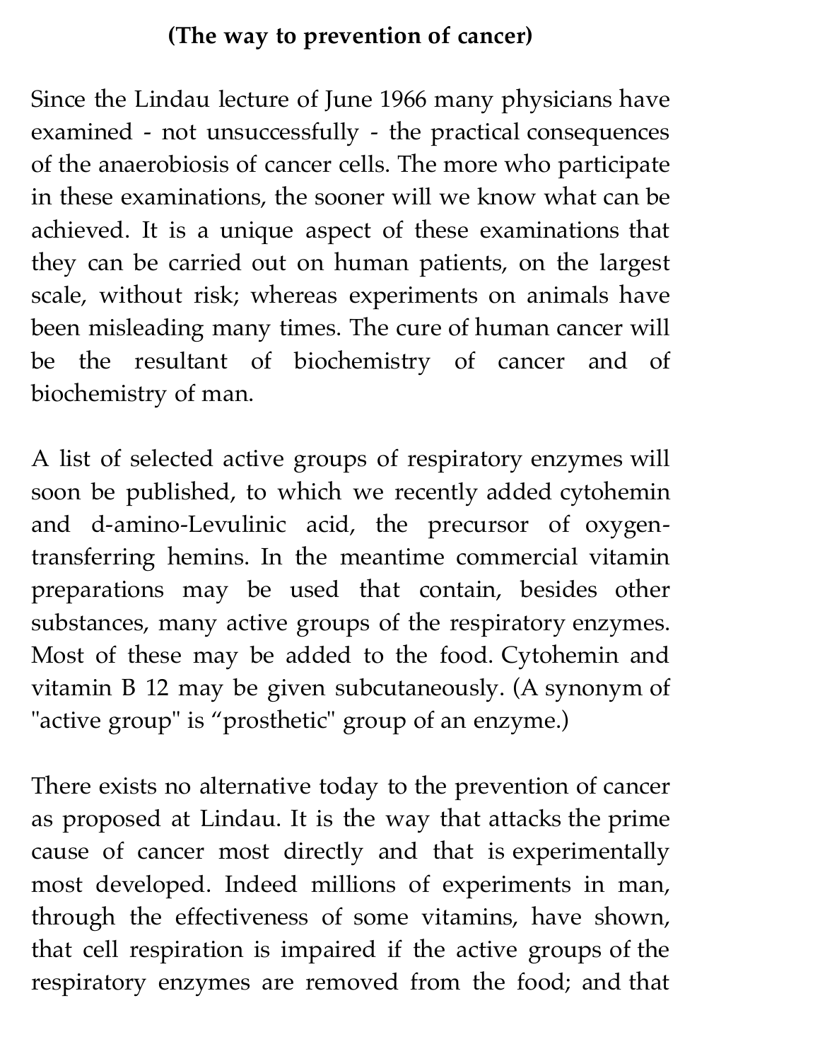**(The way to prevention of cancer)**

Since the Lindau lecture of June 1966 many physicians have examined - not unsuccessfully - the practical consequences of the anaerobiosis of cancer cells. The more who participate in these examinations, the sooner will we know what can be achieved. It is a unique aspect of these examinations that they can be carried out on human patients, on the largest scale, without risk; whereas experiments on animals have been misleading many times. The cure of human cancer will be the resultant of biochemistry of cancer and of biochemistry of man.

A list of selected active groups of respiratory enzymes will soon be published, to which we recently added cytohemin and d-amino-Levulinic acid, the precursor of oxygen-transferring hemins. In the meantime commercial vitamin preparations may be used that contain, besides other substances, many active groups of the respiratory enzymes. Most of these may be added to the food. Cytohemin and vitamin B 12 may be given subcutaneously. (A synonym of "active group" is "prosthetic" group of an enzyme.)

There exists no alternative today to the prevention of cancer as proposed at Lindau. It is the way that attacks the prime cause of cancer most directly and that is experimentally most developed. Indeed millions of experiments in man, through the effectiveness of some vitamins, have shown, that cell respiration is impaired if the active groups of the respiratory enzymes are removed from the food; and that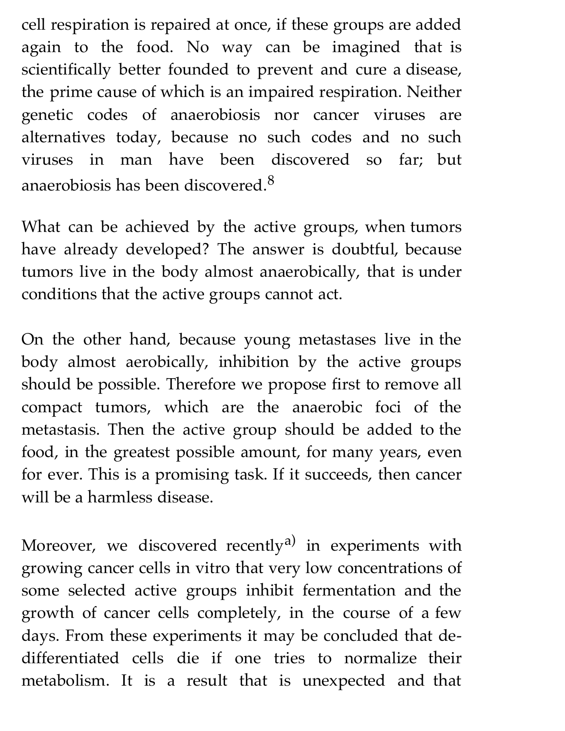cell respiration is repaired at once, if these groups are added again to the food. No way can be imagined that is scientifically better founded to prevent and cure a disease, the prime cause of which is an impaired respiration. Neither genetic codes of anaerobiosis nor cancer viruses are alternatives today, because no such codes and no such viruses in man have been discovered so far; but anaerobiosis has been discovered.[8]

What can be achieved by the active groups, when tumors have already developed? The answer is doubtful, because tumors live in the body almost anaerobically, that is under conditions that the active groups cannot act.

On the other hand, because young metastases live in the body almost aerobically, inhibition by the active groups should be possible. Therefore we propose first to remove all compact tumors, which are the anaerobic foci of the metastasis. Then the active group should be added to the food, in the greatest possible amount, for many years, even for ever. This is a promising task. If it succeeds, then cancer will be a harmless disease.

Moreover, we discovered recently[a)] in experiments with growing cancer cells in vitro that very low concentrations of some selected active groups inhibit fermentation and the growth of cancer cells completely, in the course of a few days. From these experiments it may be concluded that de-differentiated cells die if one tries to normalize their metabolism. It is a result that is unexpected and that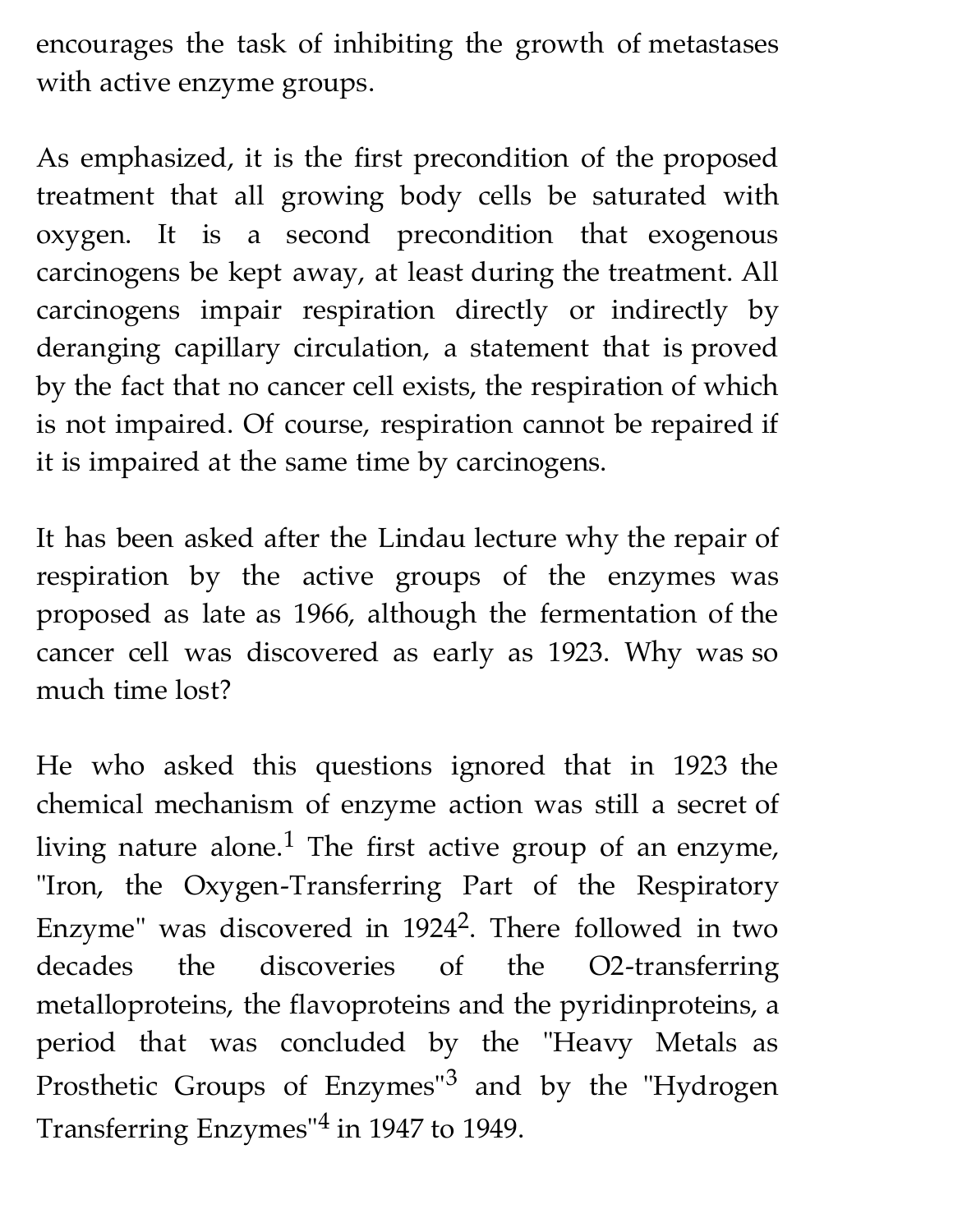encourages the task of inhibiting the growth of metastases with active enzyme groups.

As emphasized, it is the first precondition of the proposed treatment that all growing body cells be saturated with oxygen. It is a second precondition that exogenous carcinogens be kept away, at least during the treatment. All carcinogens impair respiration directly or indirectly by deranging capillary circulation, a statement that is proved by the fact that no cancer cell exists, the respiration of which is not impaired. Of course, respiration cannot be repaired if it is impaired at the same time by carcinogens.

It has been asked after the Lindau lecture why the repair of respiration by the active groups of the enzymes was proposed as late as 1966, although the fermentation of the cancer cell was discovered as early as 1923. Why was so much time lost?

He who asked this questions ignored that in 1923 the chemical mechanism of enzyme action was still a secret of living nature alone.[1] The first active group of an enzyme, "Iron, the Oxygen-Transferring Part of the Respiratory Enzyme" was discovered in 1924[2]. There followed in two decades the discoveries of the O2-transferring metalloproteins, the flavoproteins and the pyridinproteins, a period that was concluded by the "Heavy Metals as Prosthetic Groups of Enzymes"[3] and by the "Hydrogen Transferring Enzymes"[4] in 1947 to 1949.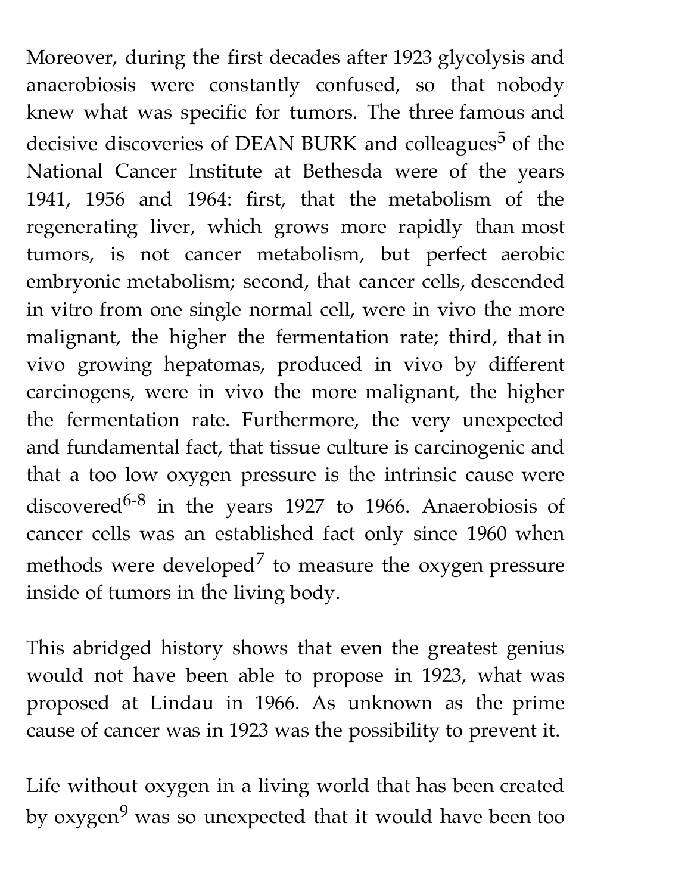Moreover, during the first decades after 1923 glycolysis and anaerobiosis were constantly confused, so that nobody knew what was specific for tumors. The three famous and decisive discoveries of DEAN BURK and colleagues[5] of the National Cancer Institute at Bethesda were of the years 1941, 1956 and 1964: first, that the metabolism of the regenerating liver, which grows more rapidly than most tumors, is not cancer metabolism, but perfect aerobic embryonic metabolism; second, that cancer cells, descended in vitro from one single normal cell, were in vivo the more malignant, the higher the fermentation rate; third, that in vivo growing hepatomas, produced in vivo by different carcinogens, were in vivo the more malignant, the higher the fermentation rate. Furthermore, the very unexpected and fundamental fact, that tissue culture is carcinogenic and that a too low oxygen pressure is the intrinsic cause were discovered[6-8] in the years 1927 to 1966. Anaerobiosis of cancer cells was an established fact only since 1960 when methods were developed[7] to measure the oxygen pressure inside of tumors in the living body.

This abridged history shows that even the greatest genius would not have been able to propose in 1923, what was proposed at Lindau in 1966. As unknown as the prime cause of cancer was in 1923 was the possibility to prevent it.

Life without oxygen in a living world that has been created by oxygen[9] was so unexpected that it would have been too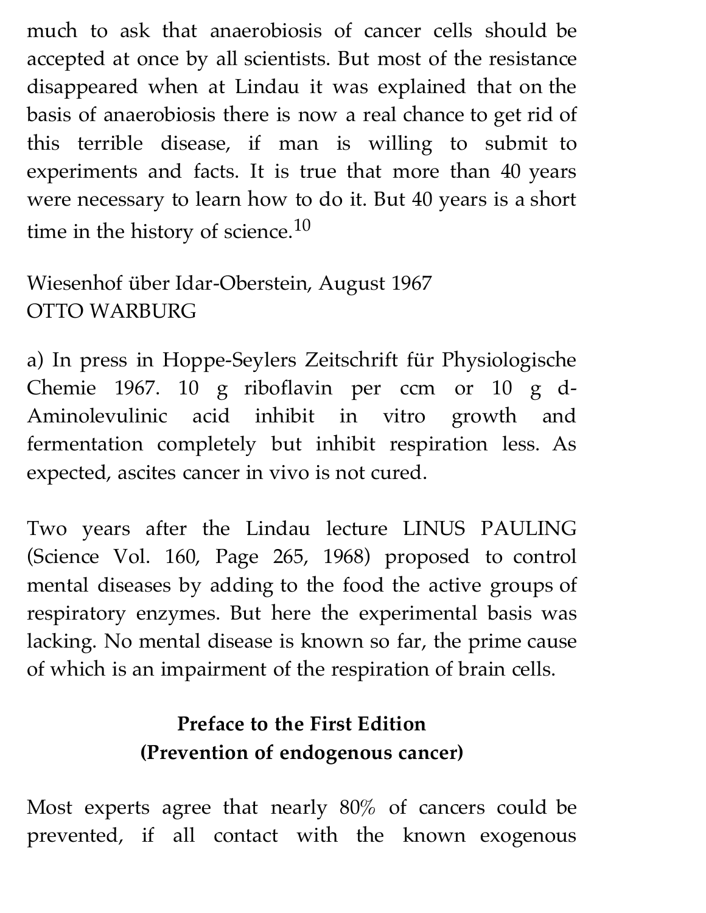much to ask that anaerobiosis of cancer cells should be accepted at once by all scientists. But most of the resistance disappeared when at Lindau it was explained that on the basis of anaerobiosis there is now a real chance to get rid of this terrible disease, if man is willing to submit to experiments and facts. It is true that more than 40 years were necessary to learn how to do it. But 40 years is a short time in the history of science.[10]

Wiesenhof über Idar-Oberstein, August 1967
OTTO WARBURG

a) In press in Hoppe-Seylers Zeitschrift für Physiologische Chemie 1967. 10 g riboflavin per ccm or 10 g d-Aminolevulinic acid inhibit in vitro growth and fermentation completely but inhibit respiration less. As expected, ascites cancer in vivo is not cured.

Two years after the Lindau lecture LINUS PAULING (Science Vol. 160, Page 265, 1968) proposed to control mental diseases by adding to the food the active groups of respiratory enzymes. But here the experimental basis was lacking. No mental disease is known so far, the prime cause of which is an impairment of the respiration of brain cells.

## Preface to the First Edition (Prevention of endogenous cancer)

Most experts agree that nearly 80% of cancers could be prevented, if all contact with the known exogenous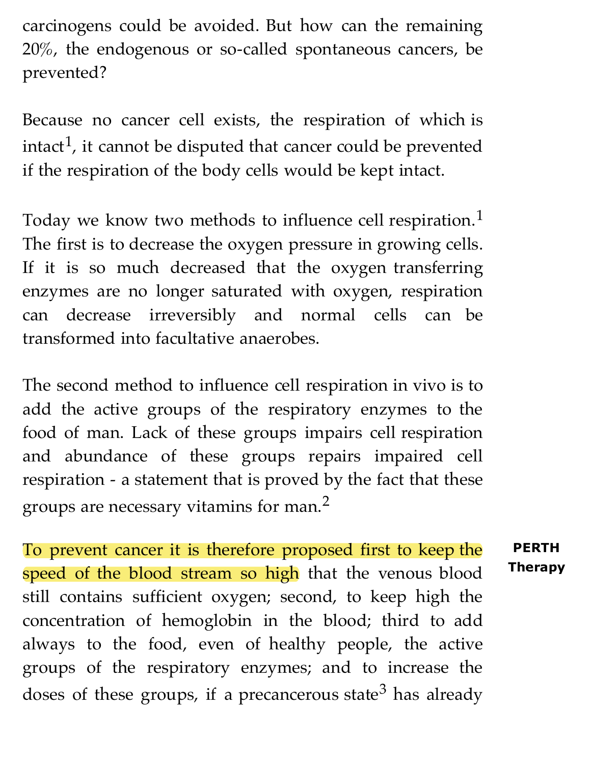carcinogens could be avoided. But how can the remaining 20%, the endogenous or so-called spontaneous cancers, be prevented?

Because no cancer cell exists, the respiration of which is intact[1], it cannot be disputed that cancer could be prevented if the respiration of the body cells would be kept intact.

Today we know two methods to influence cell respiration.[1] The first is to decrease the oxygen pressure in growing cells. If it is so much decreased that the oxygen transferring enzymes are no longer saturated with oxygen, respiration can decrease irreversibly and normal cells can be transformed into facultative anaerobes.

The second method to influence cell respiration in vivo is to add the active groups of the respiratory enzymes to the food of man. Lack of these groups impairs cell respiration and abundance of these groups repairs impaired cell respiration - a statement that is proved by the fact that these groups are necessary vitamins for man.[2]

**PERTH Therapy**

To prevent cancer it is therefore proposed first to keep the speed of the blood stream so high that the venous blood still contains sufficient oxygen; second, to keep high the concentration of hemoglobin in the blood; third to add always to the food, even of healthy people, the active groups of the respiratory enzymes; and to increase the doses of these groups, if a precancerous state[3] has already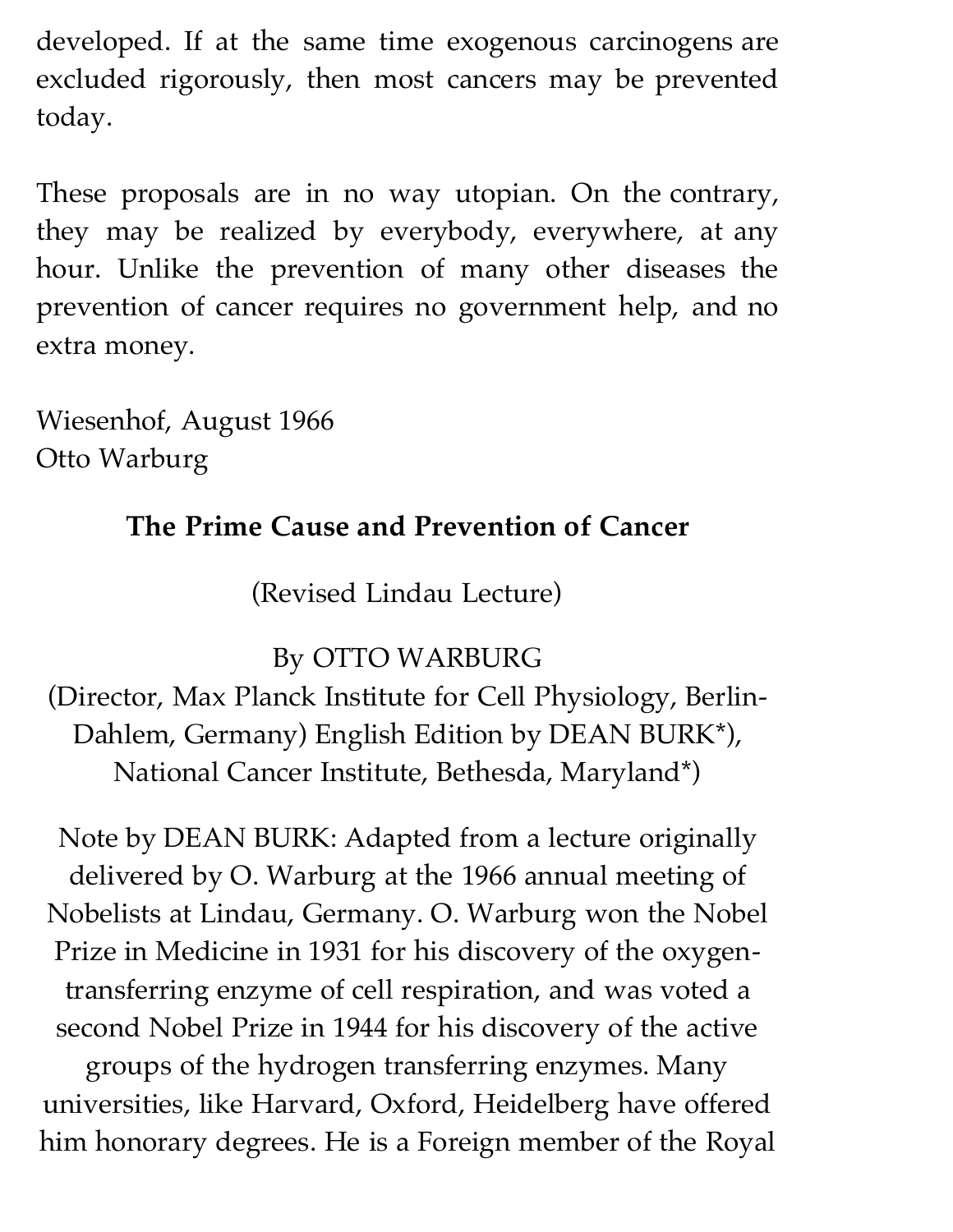developed. If at the same time exogenous carcinogens are excluded rigorously, then most cancers may be prevented today.

These proposals are in no way utopian. On the contrary, they may be realized by everybody, everywhere, at any hour. Unlike the prevention of many other diseases the prevention of cancer requires no government help, and no extra money.

Wiesenhof, August 1966
Otto Warburg

## The Prime Cause and Prevention of Cancer

(Revised Lindau Lecture)

By OTTO WARBURG
(Director, Max Planck Institute for Cell Physiology, Berlin-Dahlem, Germany) English Edition by DEAN BURK*), National Cancer Institute, Bethesda, Maryland*)

Note by DEAN BURK: Adapted from a lecture originally delivered by O. Warburg at the 1966 annual meeting of Nobelists at Lindau, Germany. O. Warburg won the Nobel Prize in Medicine in 1931 for his discovery of the oxygen-transferring enzyme of cell respiration, and was voted a second Nobel Prize in 1944 for his discovery of the active groups of the hydrogen transferring enzymes. Many universities, like Harvard, Oxford, Heidelberg have offered him honorary degrees. He is a Foreign member of the Royal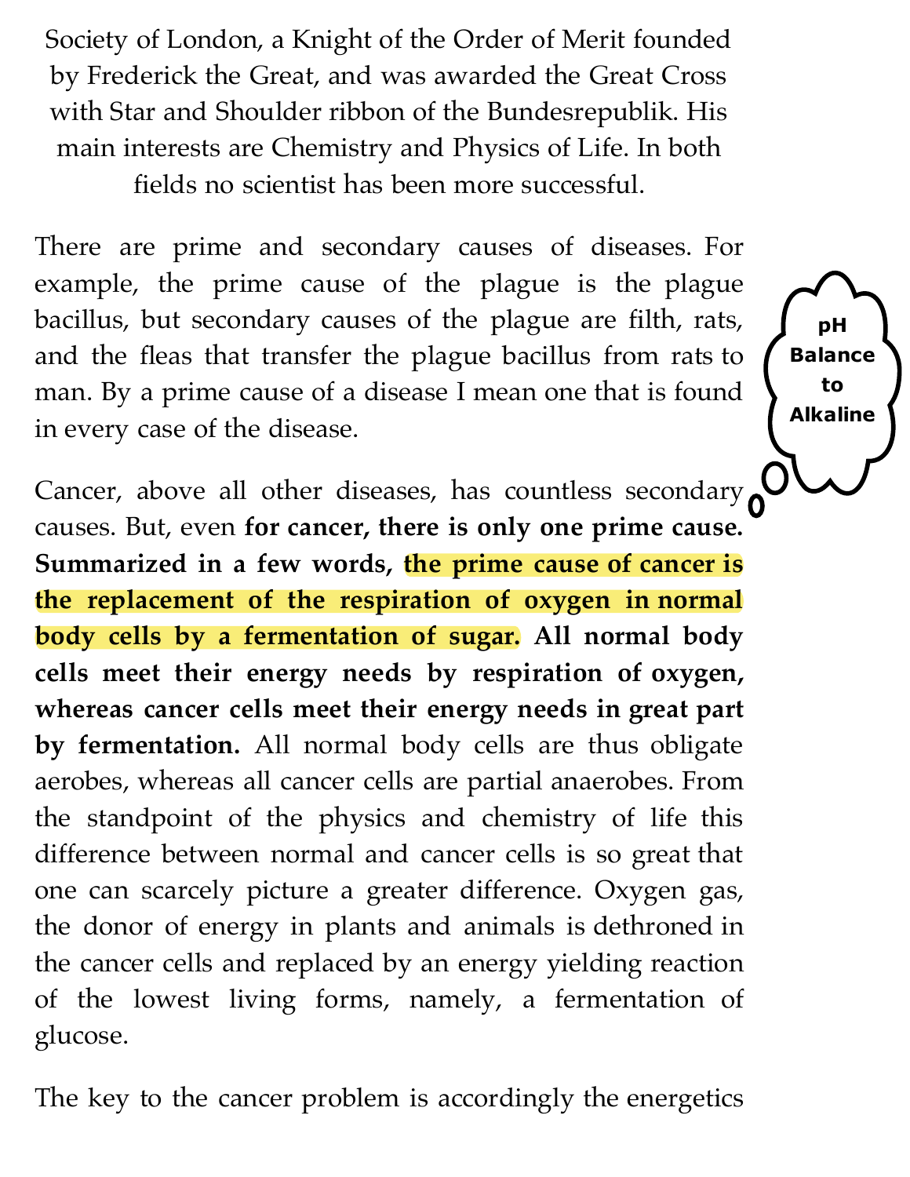Society of London, a Knight of the Order of Merit founded by Frederick the Great, and was awarded the Great Cross with Star and Shoulder ribbon of the Bundesrepublik. His main interests are Chemistry and Physics of Life. In both fields no scientist has been more successful.

pH Balance to Alkaline

There are prime and secondary causes of diseases. For example, the prime cause of the plague is the plague bacillus, but secondary causes of the plague are filth, rats, and the fleas that transfer the plague bacillus from rats to man. By a prime cause of a disease I mean one that is found in every case of the disease.

Cancer, above all other diseases, has countless secondary causes. But, even **for cancer, there is only one prime cause. Summarized in a few words, the prime cause of cancer is the replacement of the respiration of oxygen in normal body cells by a fermentation of sugar. All normal body cells meet their energy needs by respiration of oxygen, whereas cancer cells meet their energy needs in great part by fermentation.** All normal body cells are thus obligate aerobes, whereas all cancer cells are partial anaerobes. From the standpoint of the physics and chemistry of life this difference between normal and cancer cells is so great that one can scarcely picture a greater difference. Oxygen gas, the donor of energy in plants and animals is dethroned in the cancer cells and replaced by an energy yielding reaction of the lowest living forms, namely, a fermentation of glucose.

The key to the cancer problem is accordingly the energetics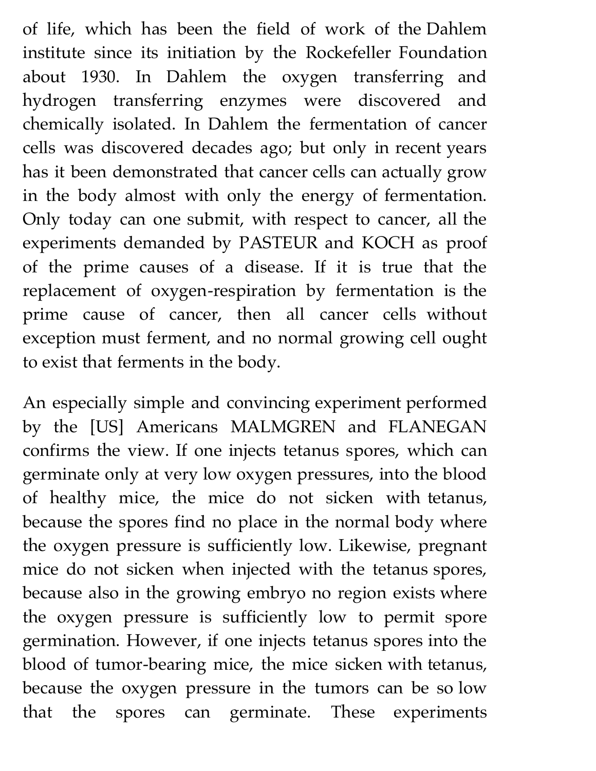of life, which has been the field of work of the Dahlem institute since its initiation by the Rockefeller Foundation about 1930. In Dahlem the oxygen transferring and hydrogen transferring enzymes were discovered and chemically isolated. In Dahlem the fermentation of cancer cells was discovered decades ago; but only in recent years has it been demonstrated that cancer cells can actually grow in the body almost with only the energy of fermentation. Only today can one submit, with respect to cancer, all the experiments demanded by PASTEUR and KOCH as proof of the prime causes of a disease. If it is true that the replacement of oxygen-respiration by fermentation is the prime cause of cancer, then all cancer cells without exception must ferment, and no normal growing cell ought to exist that ferments in the body.

An especially simple and convincing experiment performed by the [US] Americans MALMGREN and FLANEGAN confirms the view. If one injects tetanus spores, which can germinate only at very low oxygen pressures, into the blood of healthy mice, the mice do not sicken with tetanus, because the spores find no place in the normal body where the oxygen pressure is sufficiently low. Likewise, pregnant mice do not sicken when injected with the tetanus spores, because also in the growing embryo no region exists where the oxygen pressure is sufficiently low to permit spore germination. However, if one injects tetanus spores into the blood of tumor-bearing mice, the mice sicken with tetanus, because the oxygen pressure in the tumors can be so low that the spores can germinate. These experiments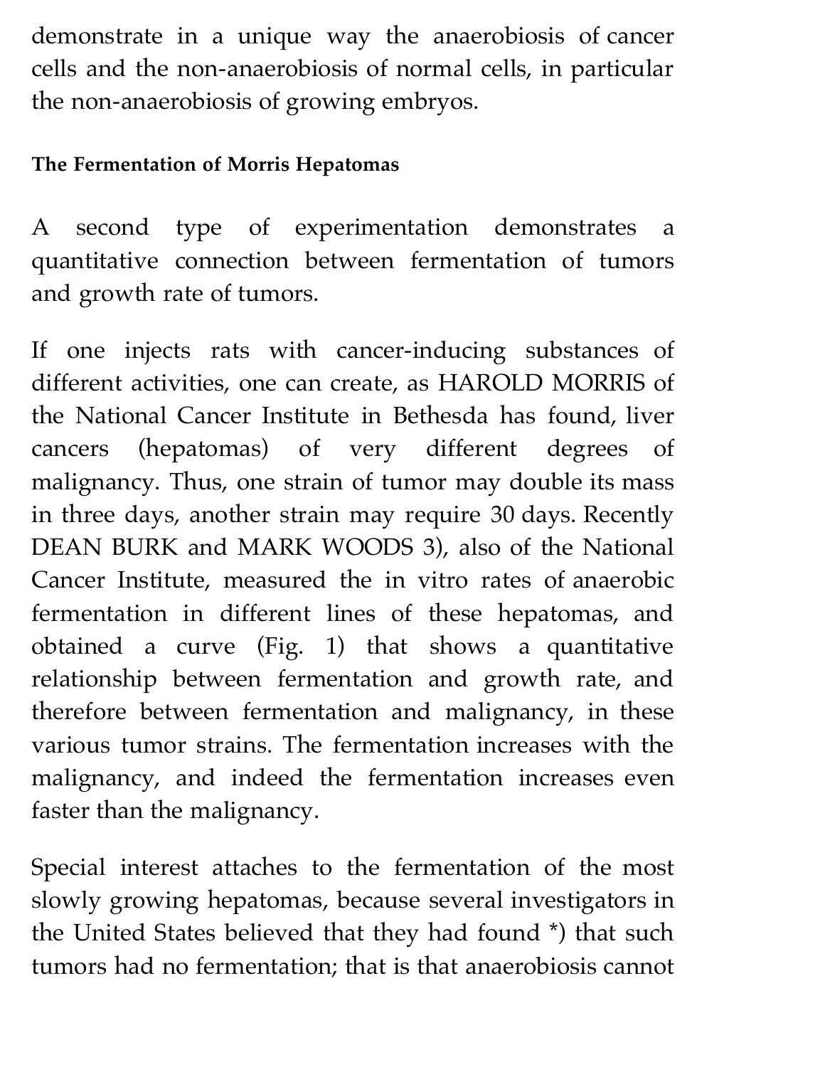demonstrate in a unique way the anaerobiosis of cancer cells and the non-anaerobiosis of normal cells, in particular the non-anaerobiosis of growing embryos.

**The Fermentation of Morris Hepatomas**

A second type of experimentation demonstrates a quantitative connection between fermentation of tumors and growth rate of tumors.

If one injects rats with cancer-inducing substances of different activities, one can create, as HAROLD MORRIS of the National Cancer Institute in Bethesda has found, liver cancers (hepatomas) of very different degrees of malignancy. Thus, one strain of tumor may double its mass in three days, another strain may require 30 days. Recently DEAN BURK and MARK WOODS 3), also of the National Cancer Institute, measured the in vitro rates of anaerobic fermentation in different lines of these hepatomas, and obtained a curve (Fig. 1) that shows a quantitative relationship between fermentation and growth rate, and therefore between fermentation and malignancy, in these various tumor strains. The fermentation increases with the malignancy, and indeed the fermentation increases even faster than the malignancy.

Special interest attaches to the fermentation of the most slowly growing hepatomas, because several investigators in the United States believed that they had found *) that such tumors had no fermentation; that is that anaerobiosis cannot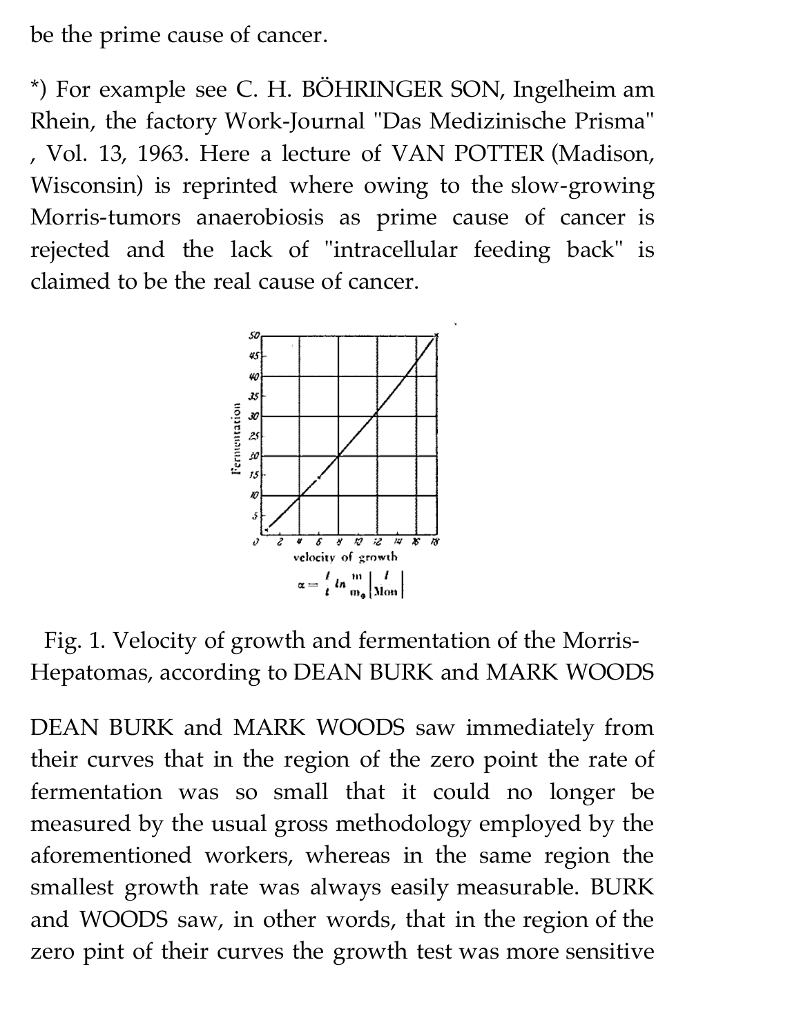be the prime cause of cancer.

*) For example see C. H. BÖHRINGER SON, Ingelheim am Rhein, the factory Work-Journal "Das Medizinische Prisma" , Vol. 13, 1963. Here a lecture of VAN POTTER (Madison, Wisconsin) is reprinted where owing to the slow-growing Morris-tumors anaerobiosis as prime cause of cancer is rejected and the lack of "intracellular feeding back" is claimed to be the real cause of cancer.

Fermentation

50
45
40
35
30
25
20
15
10
5
0

2 4 6 8 10 12 14 16 18

velocity of growth

$$\alpha = \frac{1}{t} \ln \frac{m}{m_0} \left| \frac{1}{\text{Mon}} \right|$$

Fig. 1. Velocity of growth and fermentation of the Morris-Hepatomas, according to DEAN BURK and MARK WOODS

DEAN BURK and MARK WOODS saw immediately from their curves that in the region of the zero point the rate of fermentation was so small that it could no longer be measured by the usual gross methodology employed by the aforementioned workers, whereas in the same region the smallest growth rate was always easily measurable. BURK and WOODS saw, in other words, that in the region of the zero pint of their curves the growth test was more sensitive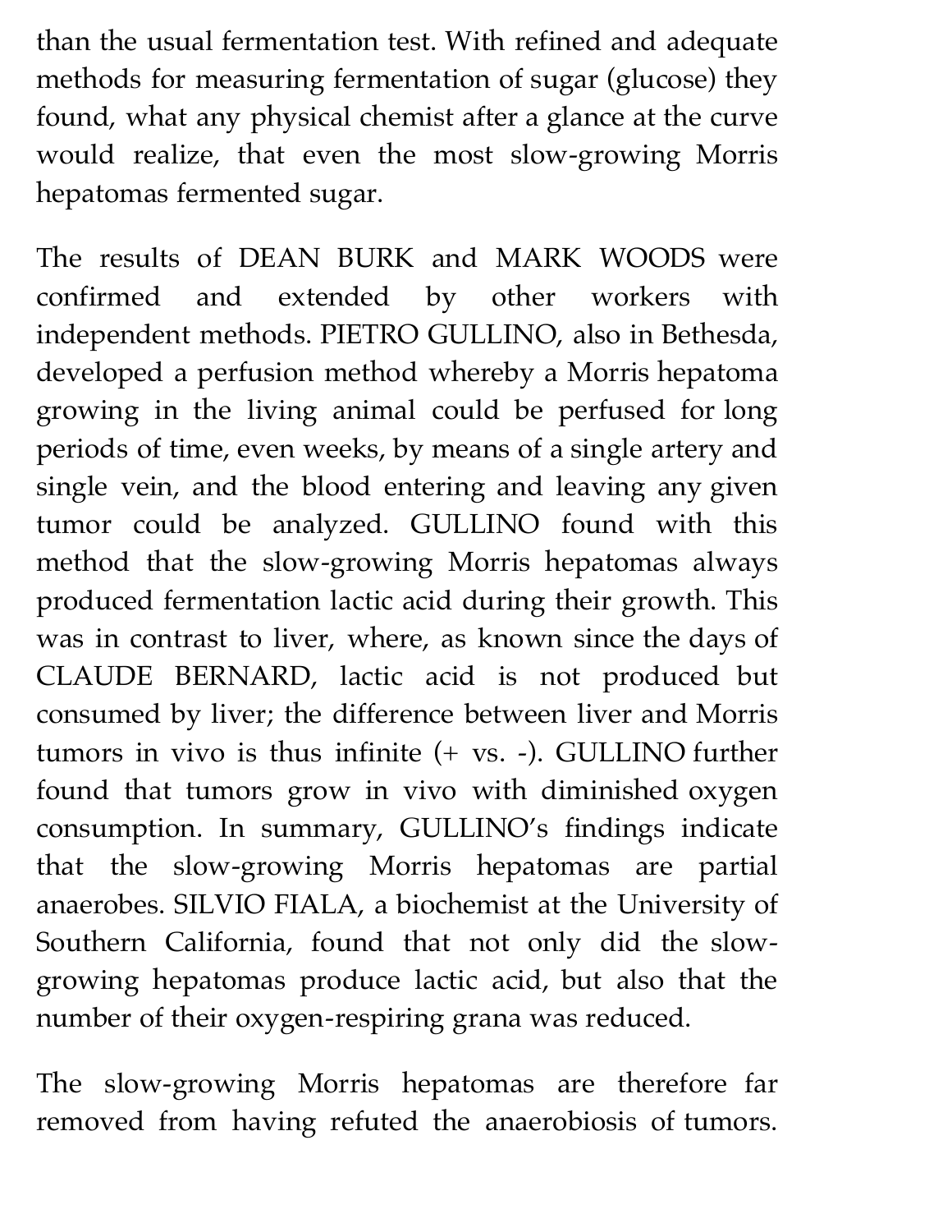than the usual fermentation test. With refined and adequate methods for measuring fermentation of sugar (glucose) they found, what any physical chemist after a glance at the curve would realize, that even the most slow-growing Morris hepatomas fermented sugar.

The results of DEAN BURK and MARK WOODS were confirmed and extended by other workers with independent methods. PIETRO GULLINO, also in Bethesda, developed a perfusion method whereby a Morris hepatoma growing in the living animal could be perfused for long periods of time, even weeks, by means of a single artery and single vein, and the blood entering and leaving any given tumor could be analyzed. GULLINO found with this method that the slow-growing Morris hepatomas always produced fermentation lactic acid during their growth. This was in contrast to liver, where, as known since the days of CLAUDE BERNARD, lactic acid is not produced but consumed by liver; the difference between liver and Morris tumors in vivo is thus infinite (+ vs. -). GULLINO further found that tumors grow in vivo with diminished oxygen consumption. In summary, GULLINO's findings indicate that the slow-growing Morris hepatomas are partial anaerobes. SILVIO FIALA, a biochemist at the University of Southern California, found that not only did the slow-growing hepatomas produce lactic acid, but also that the number of their oxygen-respiring grana was reduced.

The slow-growing Morris hepatomas are therefore far removed from having refuted the anaerobiosis of tumors.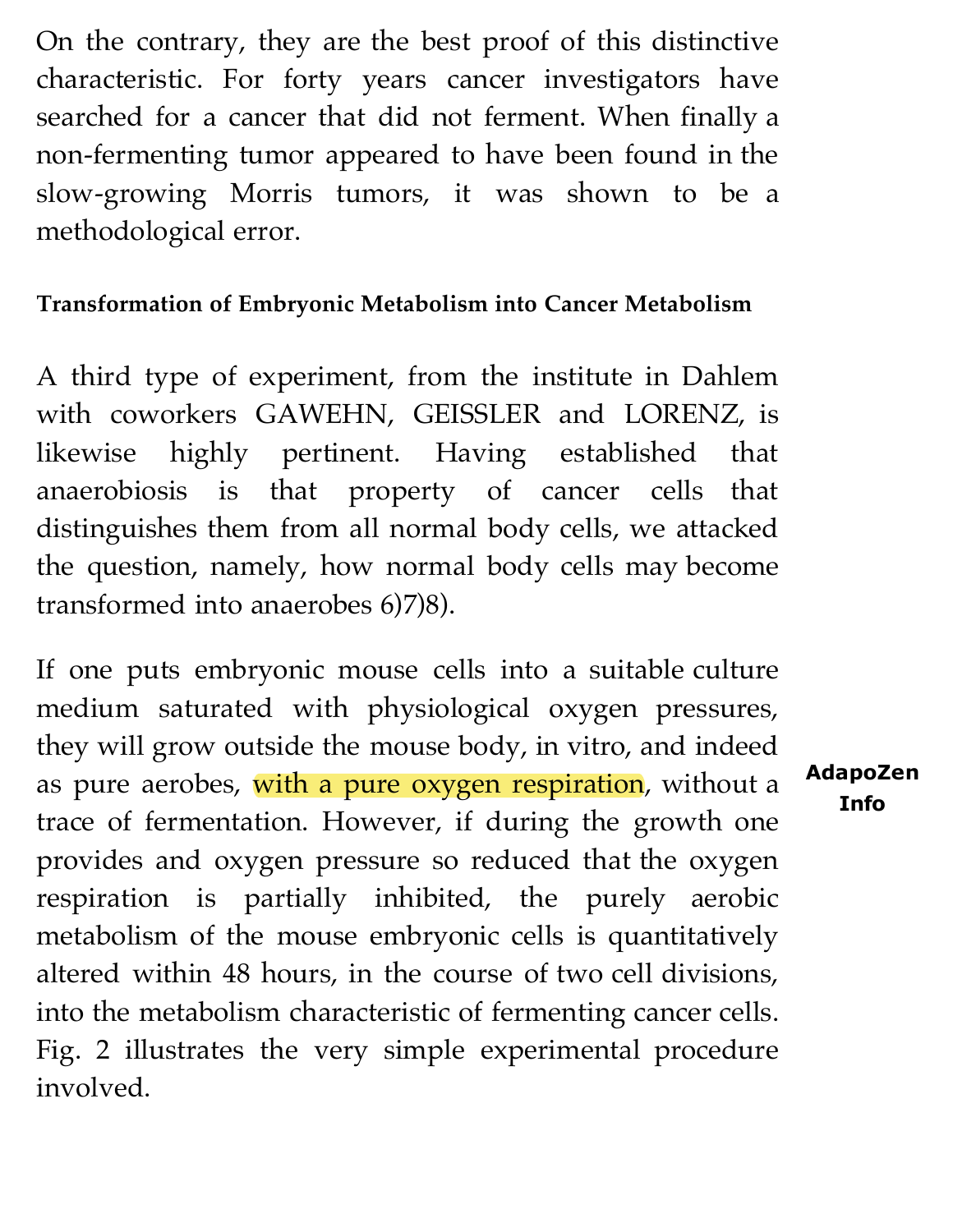On the contrary, they are the best proof of this distinctive characteristic. For forty years cancer investigators have searched for a cancer that did not ferment. When finally a non-fermenting tumor appeared to have been found in the slow-growing Morris tumors, it was shown to be a methodological error.

### Transformation of Embryonic Metabolism into Cancer Metabolism

A third type of experiment, from the institute in Dahlem with coworkers GAWEHN, GEISSLER and LORENZ, is likewise highly pertinent. Having established that anaerobiosis is that property of cancer cells that distinguishes them from all normal body cells, we attacked the question, namely, how normal body cells may become transformed into anaerobes 6)7)8).

If one puts embryonic mouse cells into a suitable culture medium saturated with physiological oxygen pressures, they will grow outside the mouse body, in vitro, and indeed as pure aerobes, with a pure oxygen respiration, without a trace of fermentation. However, if during the growth one provides and oxygen pressure so reduced that the oxygen respiration is partially inhibited, the purely aerobic metabolism of the mouse embryonic cells is quantitatively altered within 48 hours, in the course of two cell divisions, into the metabolism characteristic of fermenting cancer cells. Fig. 2 illustrates the very simple experimental procedure involved.

AdapoZen Info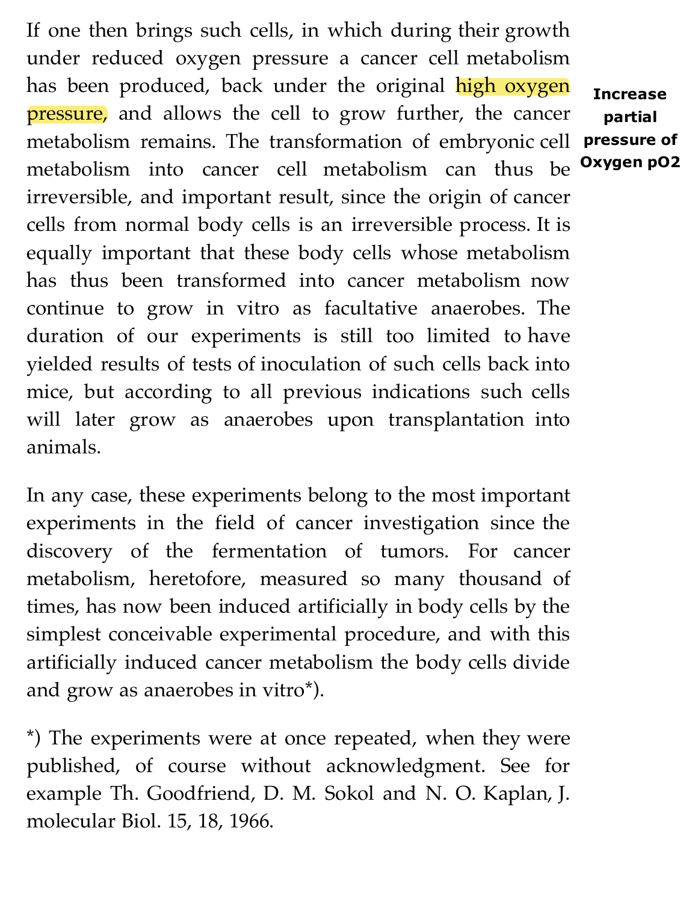If one then brings such cells, in which during their growth under reduced oxygen pressure a cancer cell metabolism has been produced, back under the original high oxygen pressure, and allows the cell to grow further, the cancer metabolism remains. The transformation of embryonic cell metabolism into cancer cell metabolism can thus be irreversible, and important result, since the origin of cancer cells from normal body cells is an irreversible process. It is equally important that these body cells whose metabolism has thus been transformed into cancer metabolism now continue to grow in vitro as facultative anaerobes. The duration of our experiments is still too limited to have yielded results of tests of inoculation of such cells back into mice, but according to all previous indications such cells will later grow as anaerobes upon transplantation into animals.

**Increase partial pressure of Oxygen pO2**

In any case, these experiments belong to the most important experiments in the field of cancer investigation since the discovery of the fermentation of tumors. For cancer metabolism, heretofore, measured so many thousand of times, has now been induced artificially in body cells by the simplest conceivable experimental procedure, and with this artificially induced cancer metabolism the body cells divide and grow as anaerobes in vitro*).

*) The experiments were at once repeated, when they were published, of course without acknowledgment. See for example Th. Goodfriend, D. M. Sokol and N. O. Kaplan, J. molecular Biol. 15, 18, 1966.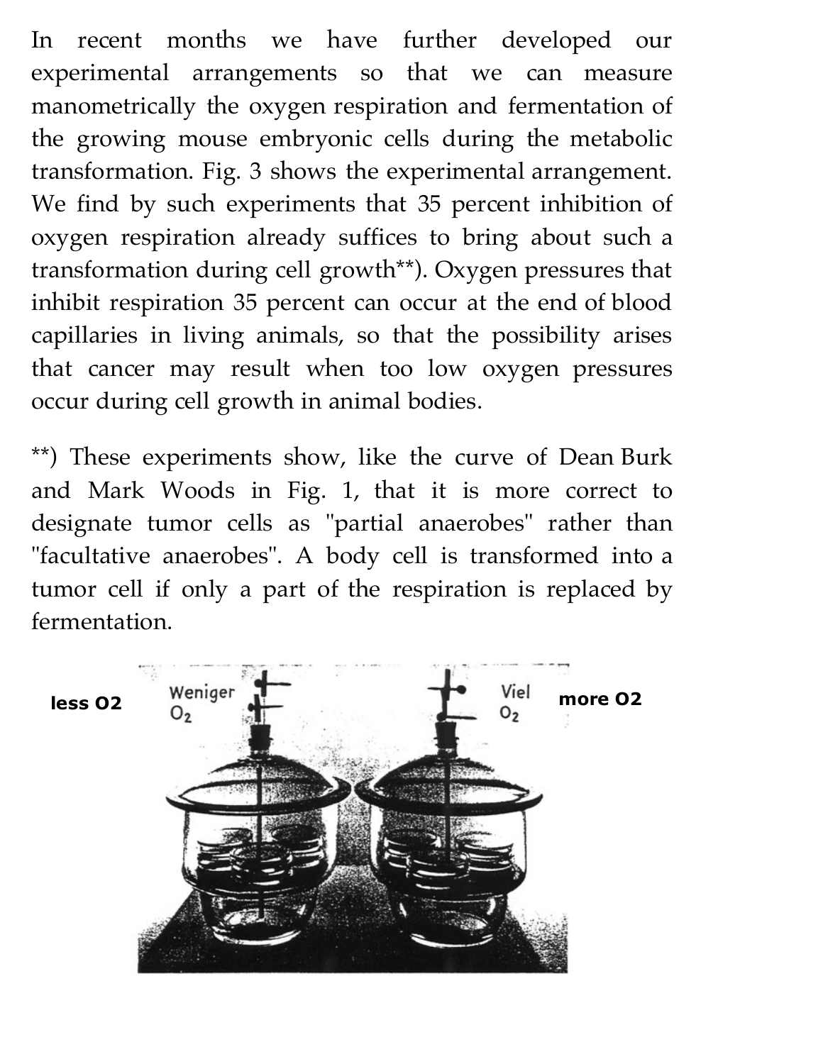In recent months we have further developed our experimental arrangements so that we can measure manometrically the oxygen respiration and fermentation of the growing mouse embryonic cells during the metabolic transformation. Fig. 3 shows the experimental arrangement. We find by such experiments that 35 percent inhibition of oxygen respiration already suffices to bring about such a transformation during cell growth**). Oxygen pressures that inhibit respiration 35 percent can occur at the end of blood capillaries in living animals, so that the possibility arises that cancer may result when too low oxygen pressures occur during cell growth in animal bodies.

**) These experiments show, like the curve of Dean Burk and Mark Woods in Fig. 1, that it is more correct to designate tumor cells as "partial anaerobes" rather than "facultative anaerobes". A body cell is transformed into a tumor cell if only a part of the respiration is replaced by fermentation.

**less O2**

Weniger $O_2$

Viel $O_2$

**more O2**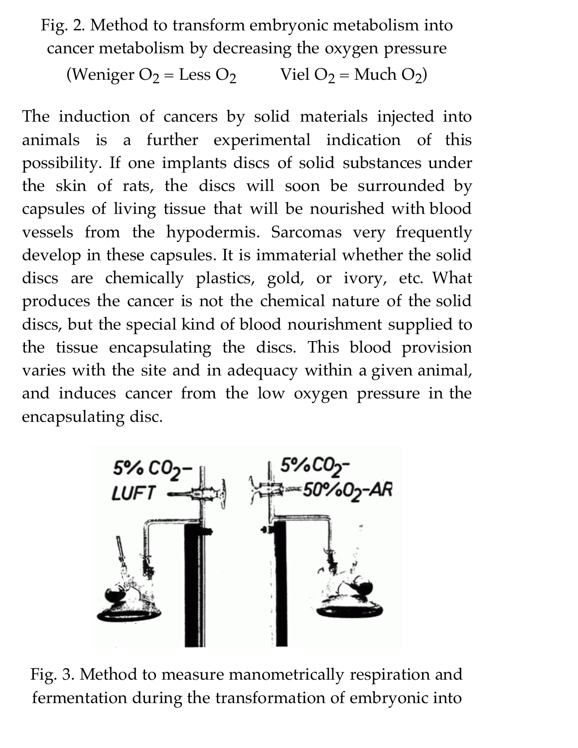Fig. 2. Method to transform embryonic metabolism into cancer metabolism by decreasing the oxygen pressure (Weniger $O_2$ = Less $O_2$ Viel $O_2$ = Much $O_2$)

The induction of cancers by solid materials injected into animals is a further experimental indication of this possibility. If one implants discs of solid substances under the skin of rats, the discs will soon be surrounded by capsules of living tissue that will be nourished with blood vessels from the hypodermis. Sarcomas very frequently develop in these capsules. It is immaterial whether the solid discs are chemically plastics, gold, or ivory, etc. What produces the cancer is not the chemical nature of the solid discs, but the special kind of blood nourishment supplied to the tissue encapsulating the discs. This blood provision varies with the site and in adequacy within a given animal, and induces cancer from the low oxygen pressure in the encapsulating disc.

5% $CO_2$- LUFT

5% $CO_2$- 50% $O_2$-AR

Fig. 3. Method to measure manometrically respiration and fermentation during the transformation of embryonic into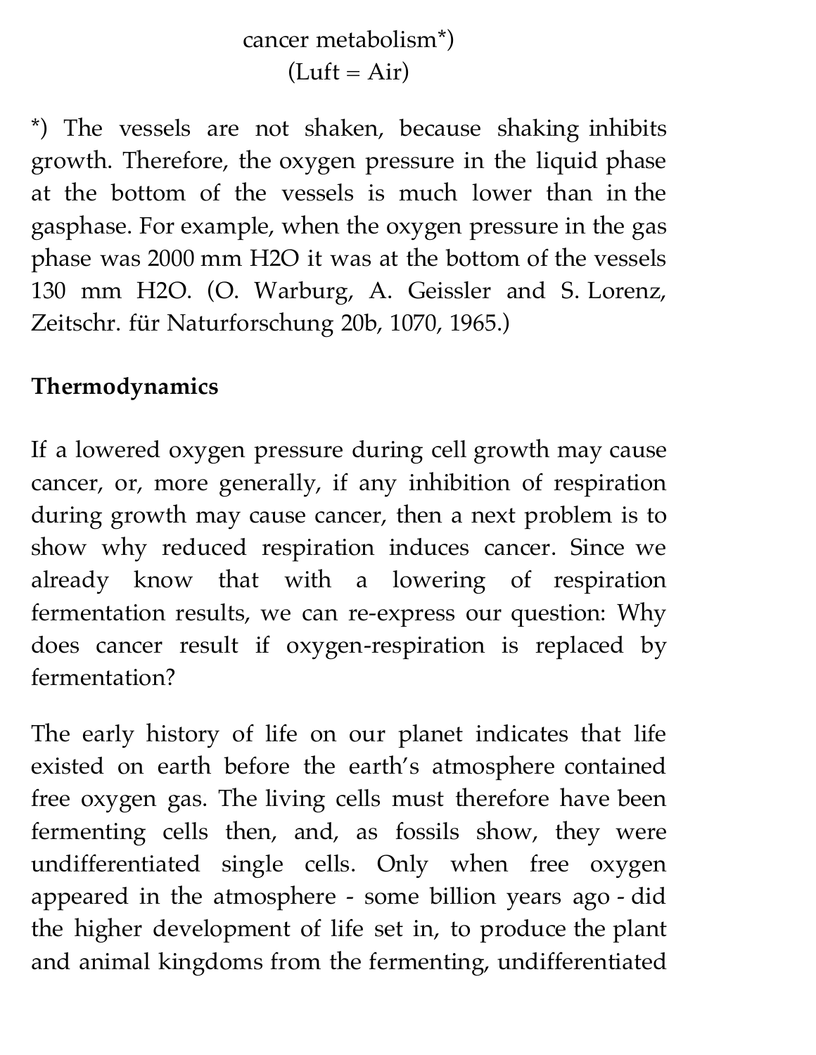cancer metabolism*)
(Luft = Air)

*) The vessels are not shaken, because shaking inhibits growth. Therefore, the oxygen pressure in the liquid phase at the bottom of the vessels is much lower than in the gasphase. For example, when the oxygen pressure in the gas phase was 2000 mm H2O it was at the bottom of the vessels 130 mm H2O. (O. Warburg, A. Geissler and S. Lorenz, Zeitschr. für Naturforschung 20b, 1070, 1965.)

**Thermodynamics**

If a lowered oxygen pressure during cell growth may cause cancer, or, more generally, if any inhibition of respiration during growth may cause cancer, then a next problem is to show why reduced respiration induces cancer. Since we already know that with a lowering of respiration fermentation results, we can re-express our question: Why does cancer result if oxygen-respiration is replaced by fermentation?

The early history of life on our planet indicates that life existed on earth before the earth's atmosphere contained free oxygen gas. The living cells must therefore have been fermenting cells then, and, as fossils show, they were undifferentiated single cells. Only when free oxygen appeared in the atmosphere - some billion years ago - did the higher development of life set in, to produce the plant and animal kingdoms from the fermenting, undifferentiated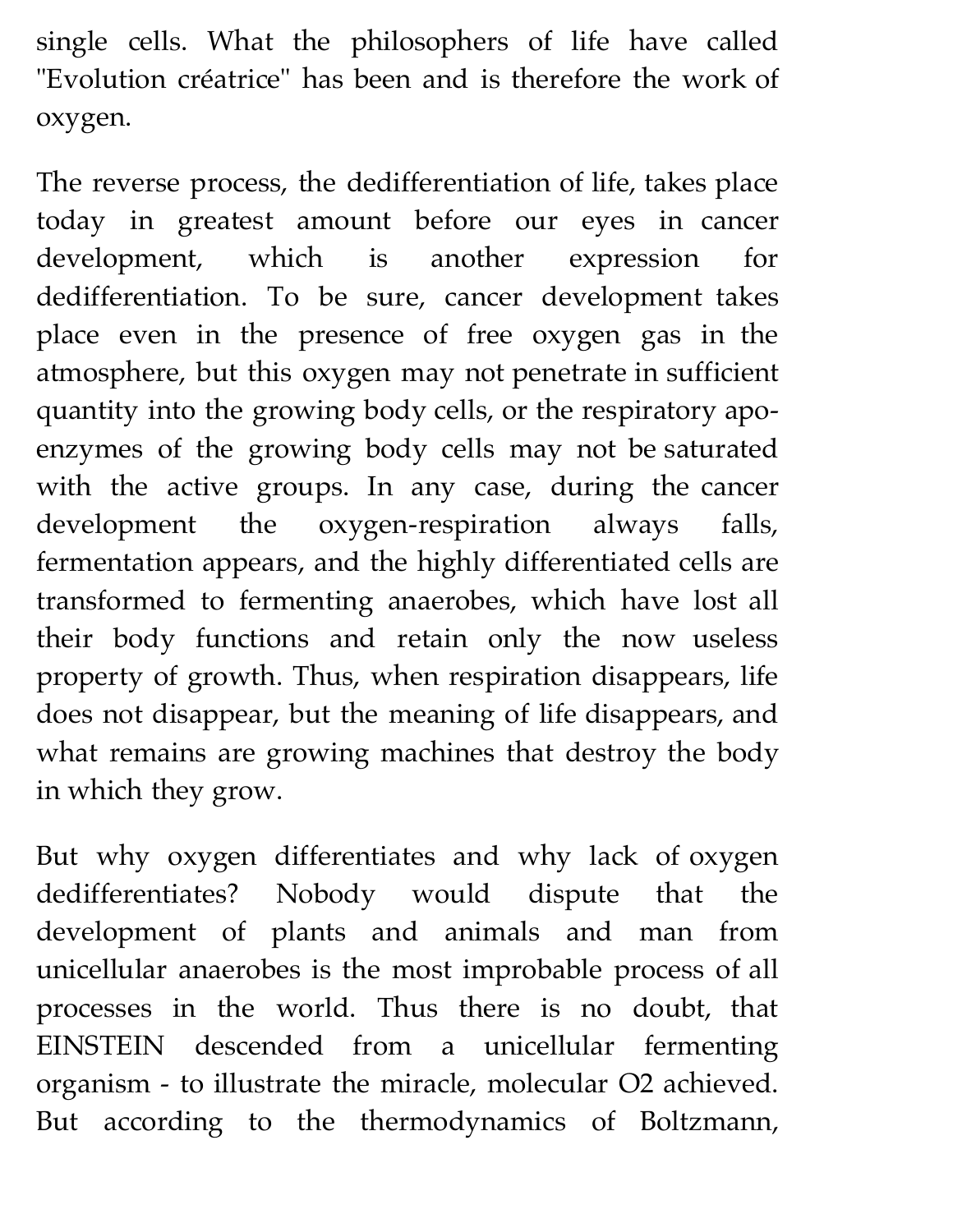single cells. What the philosophers of life have called "Evolution créatrice" has been and is therefore the work of oxygen.

The reverse process, the dedifferentiation of life, takes place today in greatest amount before our eyes in cancer development, which is another expression for dedifferentiation. To be sure, cancer development takes place even in the presence of free oxygen gas in the atmosphere, but this oxygen may not penetrate in sufficient quantity into the growing body cells, or the respiratory apo-enzymes of the growing body cells may not be saturated with the active groups. In any case, during the cancer development the oxygen-respiration always falls, fermentation appears, and the highly differentiated cells are transformed to fermenting anaerobes, which have lost all their body functions and retain only the now useless property of growth. Thus, when respiration disappears, life does not disappear, but the meaning of life disappears, and what remains are growing machines that destroy the body in which they grow.

But why oxygen differentiates and why lack of oxygen dedifferentiates? Nobody would dispute that the development of plants and animals and man from unicellular anaerobes is the most improbable process of all processes in the world. Thus there is no doubt, that EINSTEIN descended from a unicellular fermenting organism - to illustrate the miracle, molecular $O_2$ achieved. But according to the thermodynamics of Boltzmann,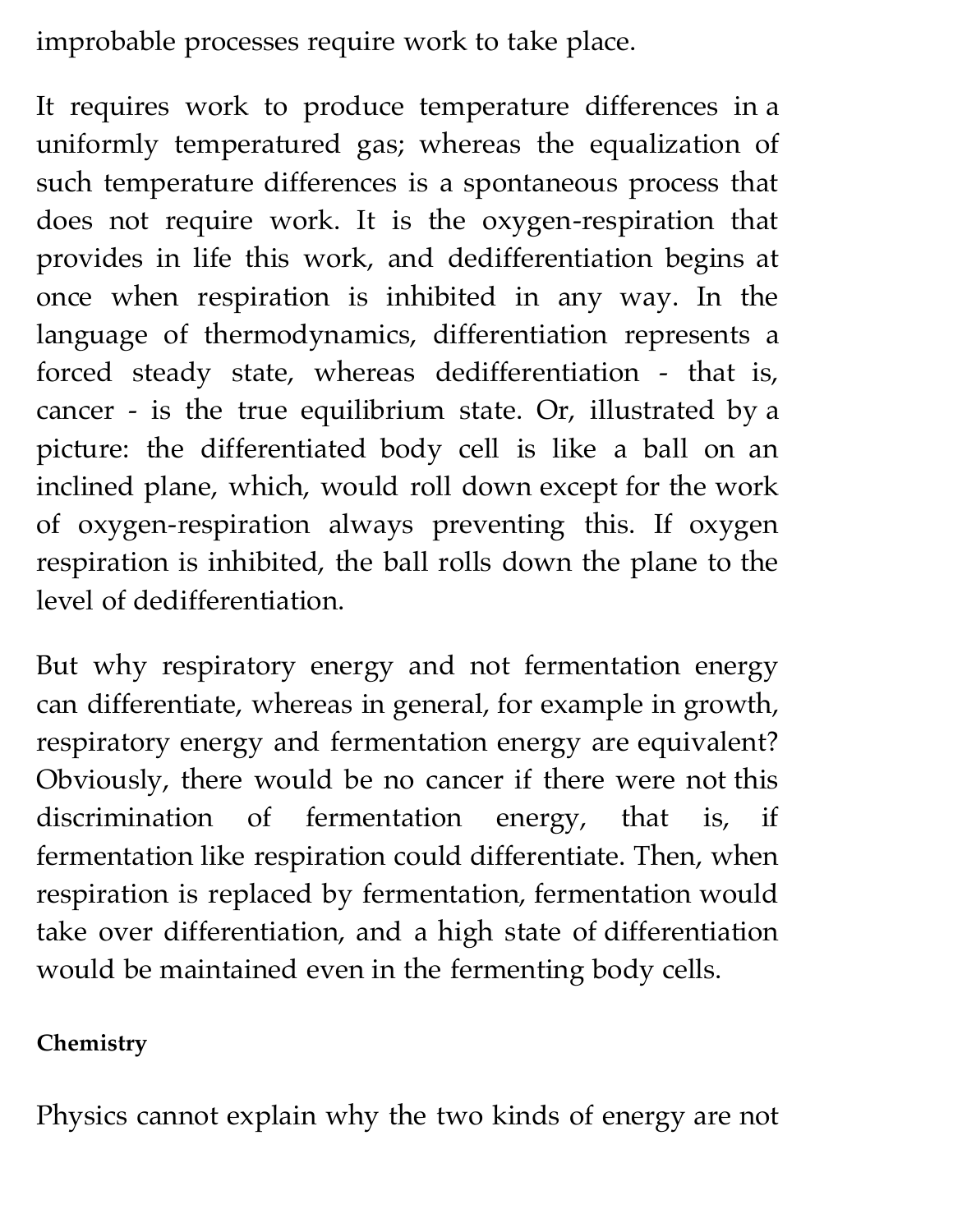improbable processes require work to take place.

It requires work to produce temperature differences in a uniformly temperatured gas; whereas the equalization of such temperature differences is a spontaneous process that does not require work. It is the oxygen-respiration that provides in life this work, and dedifferentiation begins at once when respiration is inhibited in any way. In the language of thermodynamics, differentiation represents a forced steady state, whereas dedifferentiation - that is, cancer - is the true equilibrium state. Or, illustrated by a picture: the differentiated body cell is like a ball on an inclined plane, which, would roll down except for the work of oxygen-respiration always preventing this. If oxygen respiration is inhibited, the ball rolls down the plane to the level of dedifferentiation.

But why respiratory energy and not fermentation energy can differentiate, whereas in general, for example in growth, respiratory energy and fermentation energy are equivalent? Obviously, there would be no cancer if there were not this discrimination of fermentation energy, that is, if fermentation like respiration could differentiate. Then, when respiration is replaced by fermentation, fermentation would take over differentiation, and a high state of differentiation would be maintained even in the fermenting body cells.

#### Chemistry

Physics cannot explain why the two kinds of energy are not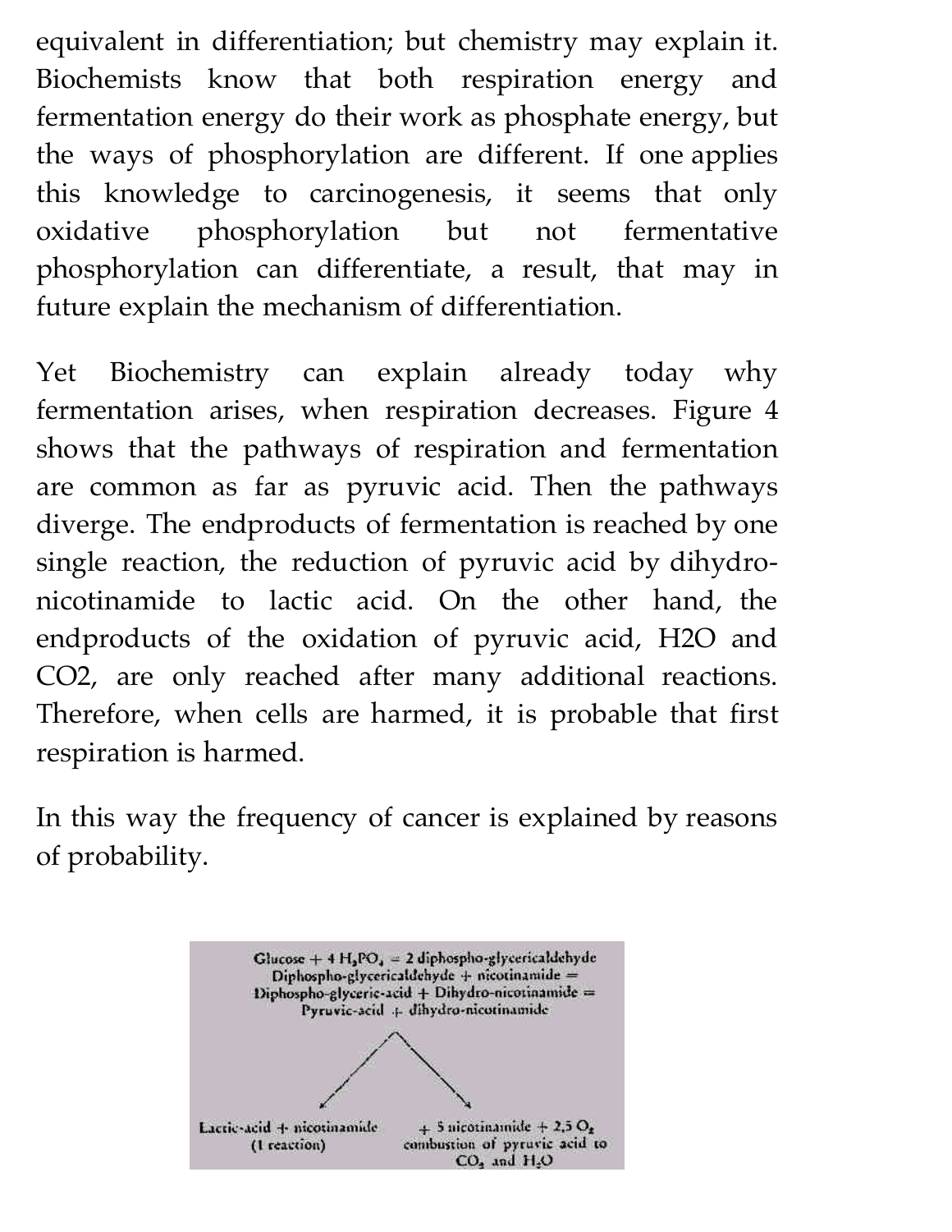equivalent in differentiation; but chemistry may explain it. Biochemists know that both respiration energy and fermentation energy do their work as phosphate energy, but the ways of phosphorylation are different. If one applies this knowledge to carcinogenesis, it seems that only oxidative phosphorylation but not fermentative phosphorylation can differentiate, a result, that may in future explain the mechanism of differentiation.

Yet Biochemistry can explain already today why fermentation arises, when respiration decreases. Figure 4 shows that the pathways of respiration and fermentation are common as far as pyruvic acid. Then the pathways diverge. The endproducts of fermentation is reached by one single reaction, the reduction of pyruvic acid by dihydro-nicotinamide to lactic acid. On the other hand, the endproducts of the oxidation of pyruvic acid, H2O and CO2, are only reached after many additional reactions. Therefore, when cells are harmed, it is probable that first respiration is harmed.

In this way the frequency of cancer is explained by reasons of probability.

Glucose + 4 $H_3PO_4$ = 2 diphospho-glycericaldehyde
Diphospho-glycericaldehyde + nicotinamide =
Diphospho-glyceric-acid + Dihydro-nicotinamide =
Pyruvic-acid + dihydro-nicotinamide

Lactic-acid + nicotinamide
(1 reaction)

+ 5 nicotinamide + 2,5 $O_2$
combustion of pyruvic acid to
$CO_2$ and $H_2O$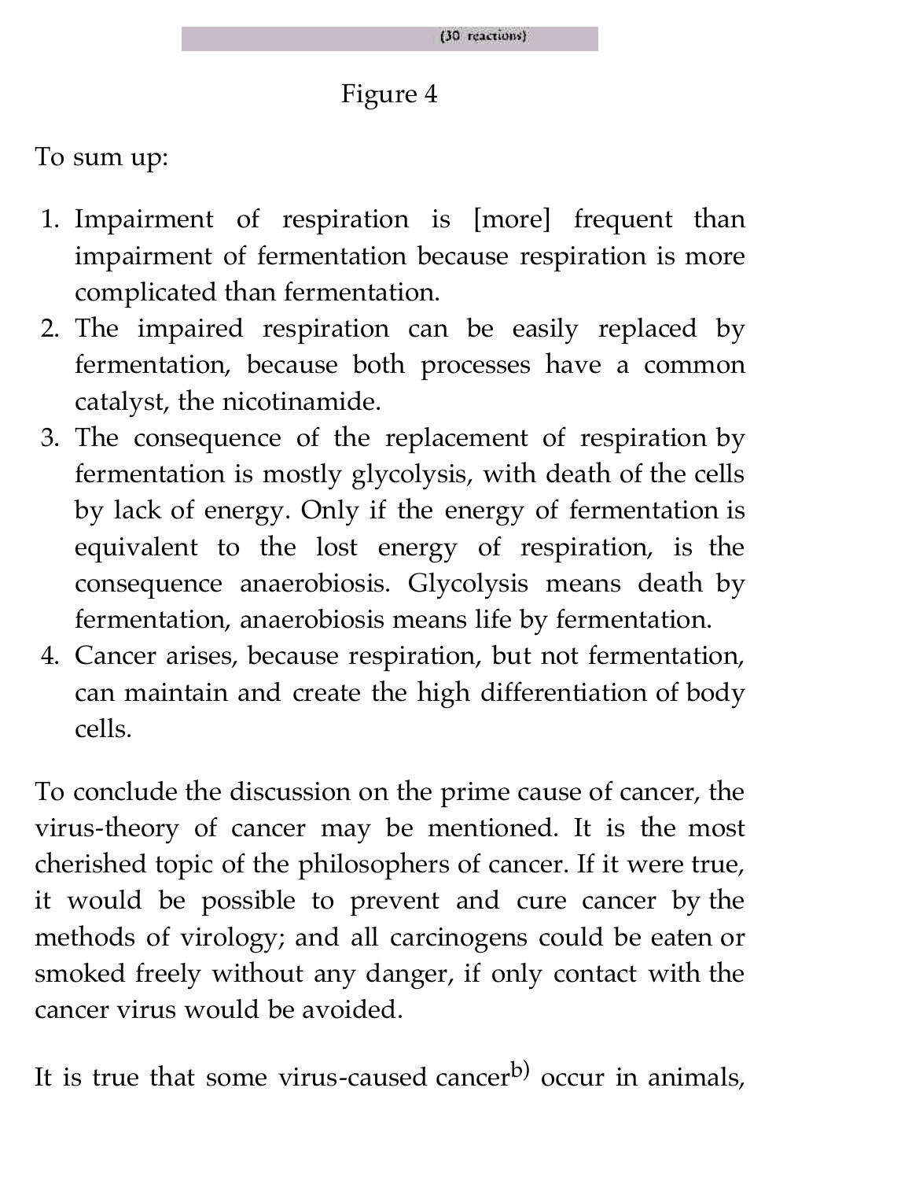(30 reactions)

Figure 4

To sum up:

1. Impairment of respiration is [more] frequent than impairment of fermentation because respiration is more complicated than fermentation.
2. The impaired respiration can be easily replaced by fermentation, because both processes have a common catalyst, the nicotinamide.
3. The consequence of the replacement of respiration by fermentation is mostly glycolysis, with death of the cells by lack of energy. Only if the energy of fermentation is equivalent to the lost energy of respiration, is the consequence anaerobiosis. Glycolysis means death by fermentation, anaerobiosis means life by fermentation.
4. Cancer arises, because respiration, but not fermentation, can maintain and create the high differentiation of body cells.

To conclude the discussion on the prime cause of cancer, the virus-theory of cancer may be mentioned. It is the most cherished topic of the philosophers of cancer. If it were true, it would be possible to prevent and cure cancer by the methods of virology; and all carcinogens could be eaten or smoked freely without any danger, if only contact with the cancer virus would be avoided.

It is true that some virus-caused cancer[b)] occur in animals,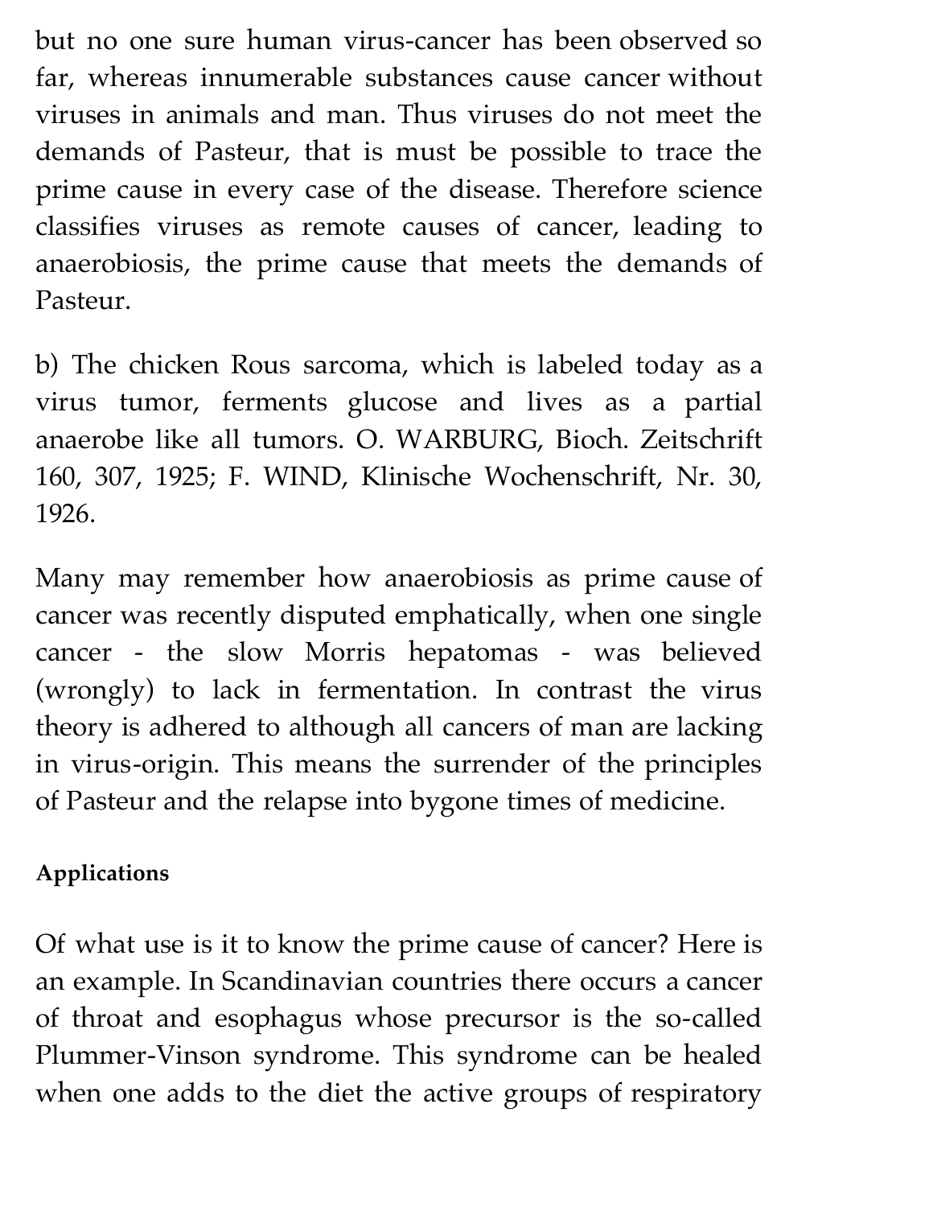but no one sure human virus-cancer has been observed so far, whereas innumerable substances cause cancer without viruses in animals and man. Thus viruses do not meet the demands of Pasteur, that is must be possible to trace the prime cause in every case of the disease. Therefore science classifies viruses as remote causes of cancer, leading to anaerobiosis, the prime cause that meets the demands of Pasteur.

b) The chicken Rous sarcoma, which is labeled today as a virus tumor, ferments glucose and lives as a partial anaerobe like all tumors. O. WARBURG, Bioch. Zeitschrift 160, 307, 1925; F. WIND, Klinische Wochenschrift, Nr. 30, 1926.

Many may remember how anaerobiosis as prime cause of cancer was recently disputed emphatically, when one single cancer - the slow Morris hepatomas - was believed (wrongly) to lack in fermentation. In contrast the virus theory is adhered to although all cancers of man are lacking in virus-origin. This means the surrender of the principles of Pasteur and the relapse into bygone times of medicine.

**Applications**

Of what use is it to know the prime cause of cancer? Here is an example. In Scandinavian countries there occurs a cancer of throat and esophagus whose precursor is the so-called Plummer-Vinson syndrome. This syndrome can be healed when one adds to the diet the active groups of respiratory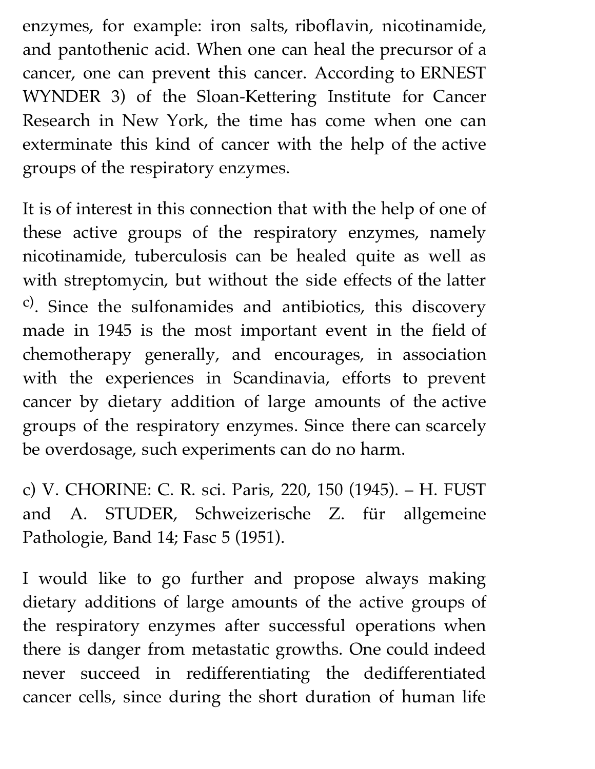enzymes, for example: iron salts, riboflavin, nicotinamide, and pantothenic acid. When one can heal the precursor of a cancer, one can prevent this cancer. According to ERNEST WYNDER 3) of the Sloan-Kettering Institute for Cancer Research in New York, the time has come when one can exterminate this kind of cancer with the help of the active groups of the respiratory enzymes.

It is of interest in this connection that with the help of one of these active groups of the respiratory enzymes, namely nicotinamide, tuberculosis can be healed quite as well as with streptomycin, but without the side effects of the latter [c)]. Since the sulfonamides and antibiotics, this discovery made in 1945 is the most important event in the field of chemotherapy generally, and encourages, in association with the experiences in Scandinavia, efforts to prevent cancer by dietary addition of large amounts of the active groups of the respiratory enzymes. Since there can scarcely be overdosage, such experiments can do no harm.

c) V. CHORINE: C. R. sci. Paris, 220, 150 (1945). – H. FUST and A. STUDER, Schweizerische Z. für allgemeine Pathologie, Band 14; Fasc 5 (1951).

I would like to go further and propose always making dietary additions of large amounts of the active groups of the respiratory enzymes after successful operations when there is danger from metastatic growths. One could indeed never succeed in redifferentiating the dedifferentiated cancer cells, since during the short duration of human life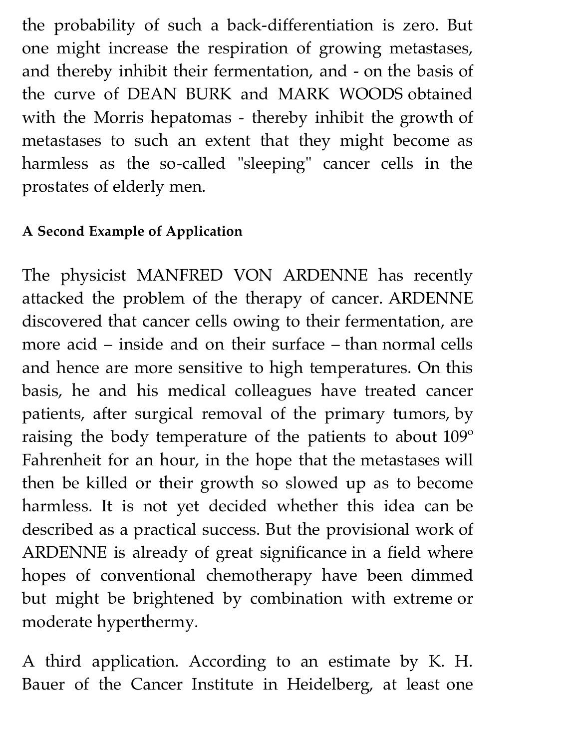the probability of such a back-differentiation is zero. But one might increase the respiration of growing metastases, and thereby inhibit their fermentation, and - on the basis of the curve of DEAN BURK and MARK WOODS obtained with the Morris hepatomas - thereby inhibit the growth of metastases to such an extent that they might become as harmless as the so-called "sleeping" cancer cells in the prostates of elderly men.

**A Second Example of Application**

The physicist MANFRED VON ARDENNE has recently attacked the problem of the therapy of cancer. ARDENNE discovered that cancer cells owing to their fermentation, are more acid – inside and on their surface – than normal cells and hence are more sensitive to high temperatures. On this basis, he and his medical colleagues have treated cancer patients, after surgical removal of the primary tumors, by raising the body temperature of the patients to about 109º Fahrenheit for an hour, in the hope that the metastases will then be killed or their growth so slowed up as to become harmless. It is not yet decided whether this idea can be described as a practical success. But the provisional work of ARDENNE is already of great significance in a field where hopes of conventional chemotherapy have been dimmed but might be brightened by combination with extreme or moderate hyperthermy.

A third application. According to an estimate by K. H. Bauer of the Cancer Institute in Heidelberg, at least one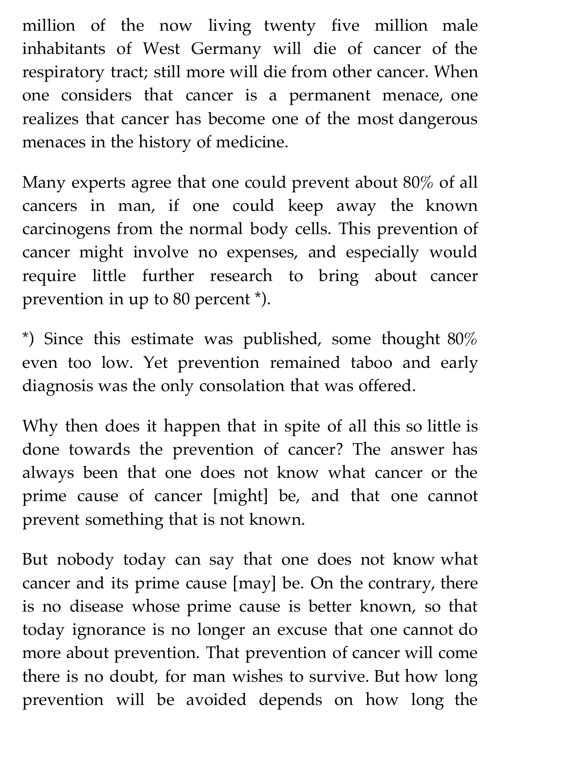million of the now living twenty five million male inhabitants of West Germany will die of cancer of the respiratory tract; still more will die from other cancer. When one considers that cancer is a permanent menace, one realizes that cancer has become one of the most dangerous menaces in the history of medicine.

Many experts agree that one could prevent about 80% of all cancers in man, if one could keep away the known carcinogens from the normal body cells. This prevention of cancer might involve no expenses, and especially would require little further research to bring about cancer prevention in up to 80 percent *).

*) Since this estimate was published, some thought 80% even too low. Yet prevention remained taboo and early diagnosis was the only consolation that was offered.

Why then does it happen that in spite of all this so little is done towards the prevention of cancer? The answer has always been that one does not know what cancer or the prime cause of cancer [might] be, and that one cannot prevent something that is not known.

But nobody today can say that one does not know what cancer and its prime cause [may] be. On the contrary, there is no disease whose prime cause is better known, so that today ignorance is no longer an excuse that one cannot do more about prevention. That prevention of cancer will come there is no doubt, for man wishes to survive. But how long prevention will be avoided depends on how long the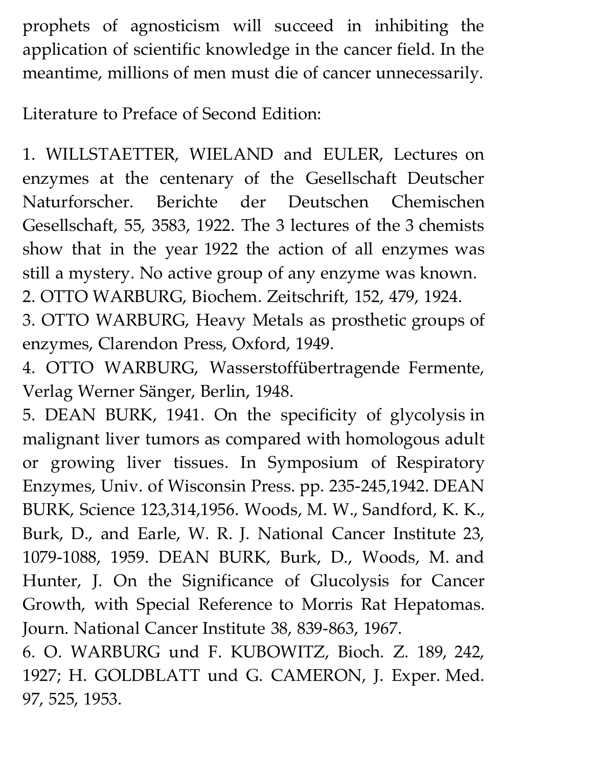prophets of agnosticism will succeed in inhibiting the application of scientific knowledge in the cancer field. In the meantime, millions of men must die of cancer unnecessarily.

Literature to Preface of Second Edition:

1. WILLSTAETTER, WIELAND and EULER, Lectures on enzymes at the centenary of the Gesellschaft Deutscher Naturforscher. Berichte der Deutschen Chemischen Gesellschaft, 55, 3583, 1922. The 3 lectures of the 3 chemists show that in the year 1922 the action of all enzymes was still a mystery. No active group of any enzyme was known.
2. OTTO WARBURG, Biochem. Zeitschrift, 152, 479, 1924.
3. OTTO WARBURG, Heavy Metals as prosthetic groups of enzymes, Clarendon Press, Oxford, 1949.
4. OTTO WARBURG, Wasserstoffübertragende Fermente, Verlag Werner Sänger, Berlin, 1948.
5. DEAN BURK, 1941. On the specificity of glycolysis in malignant liver tumors as compared with homologous adult or growing liver tissues. In Symposium of Respiratory Enzymes, Univ. of Wisconsin Press. pp. 235-245,1942. DEAN BURK, Science 123,314,1956. Woods, M. W., Sandford, K. K., Burk, D., and Earle, W. R. J. National Cancer Institute 23, 1079-1088, 1959. DEAN BURK, Burk, D., Woods, M. and Hunter, J. On the Significance of Glucolysis for Cancer Growth, with Special Reference to Morris Rat Hepatomas. Journ. National Cancer Institute 38, 839-863, 1967.
6. O. WARBURG und F. KUBOWITZ, Bioch. Z. 189, 242, 1927; H. GOLDBLATT und G. CAMERON, J. Exper. Med. 97, 525, 1953.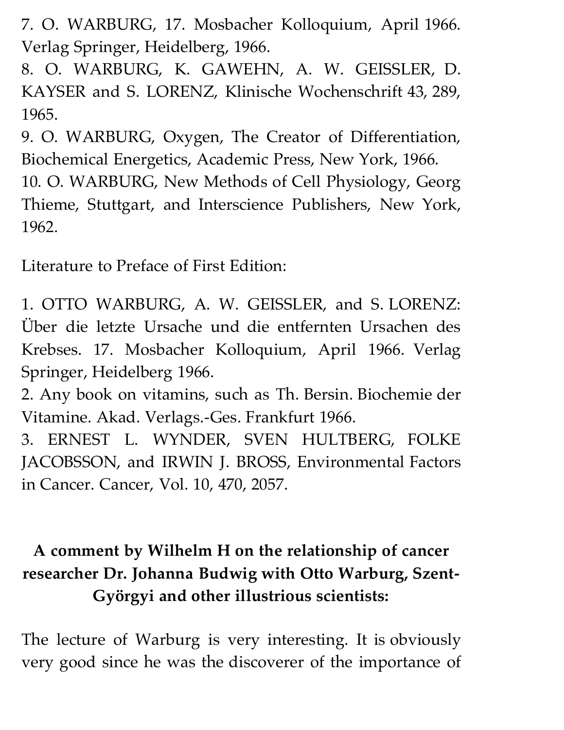7. O. WARBURG, 17. Mosbacher Kolloquium, April 1966. Verlag Springer, Heidelberg, 1966.
8. O. WARBURG, K. GAWEHN, A. W. GEISSLER, D. KAYSER and S. LORENZ, Klinische Wochenschrift 43, 289, 1965.
9. O. WARBURG, Oxygen, The Creator of Differentiation, Biochemical Energetics, Academic Press, New York, 1966.
10. O. WARBURG, New Methods of Cell Physiology, Georg Thieme, Stuttgart, and Interscience Publishers, New York, 1962.

Literature to Preface of First Edition:

1. OTTO WARBURG, A. W. GEISSLER, and S. LORENZ: Über die letzte Ursache und die entfernten Ursachen des Krebses. 17. Mosbacher Kolloquium, April 1966. Verlag Springer, Heidelberg 1966.
2. Any book on vitamins, such as Th. Bersin. Biochemie der Vitamine. Akad. Verlags.-Ges. Frankfurt 1966.
3. ERNEST L. WYNDER, SVEN HULTBERG, FOLKE JACOBSSON, and IRWIN J. BROSS, Environmental Factors in Cancer. Cancer, Vol. 10, 470, 2057.

**A comment by Wilhelm H on the relationship of cancer researcher Dr. Johanna Budwig with Otto Warburg, Szent-Györgyi and other illustrious scientists:**

The lecture of Warburg is very interesting. It is obviously very good since he was the discoverer of the importance of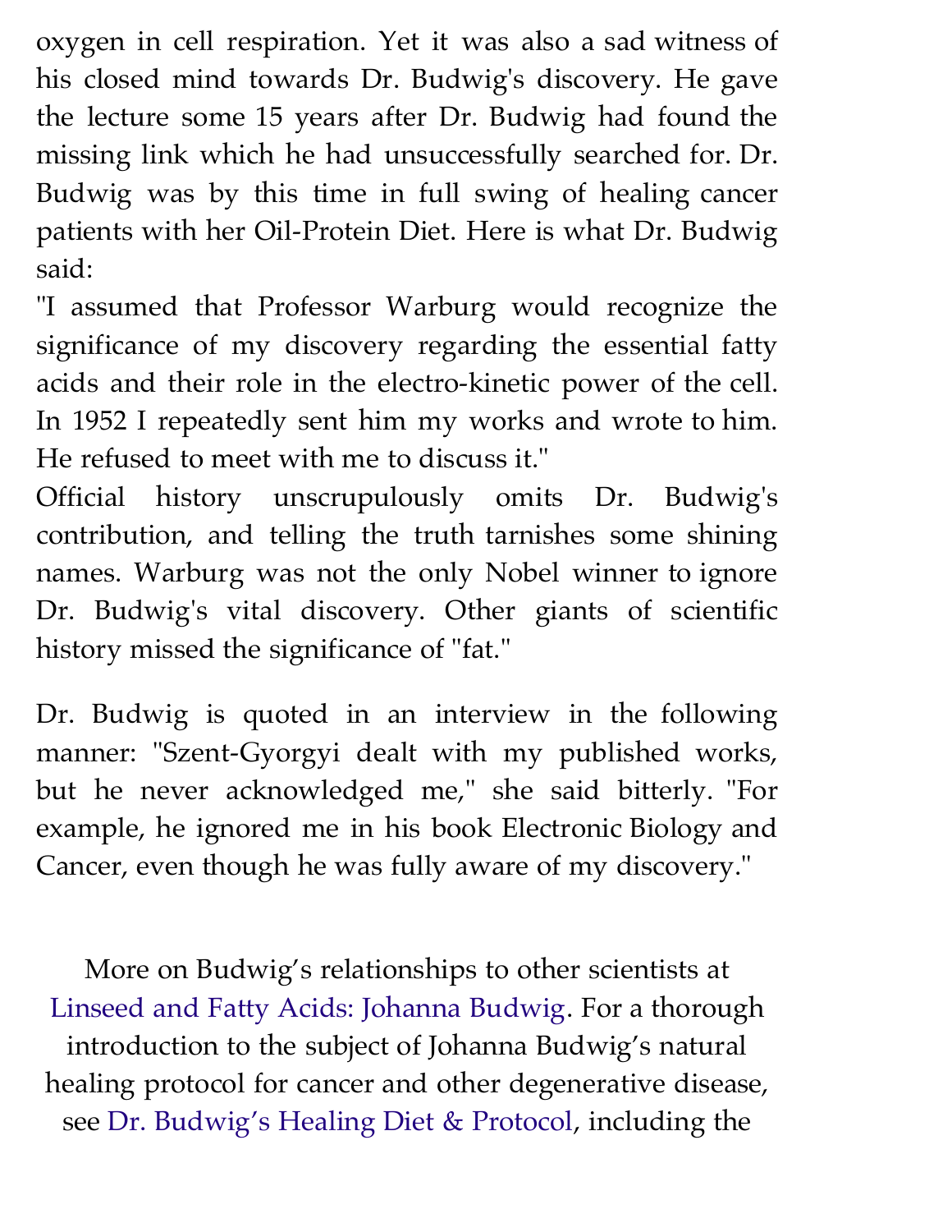oxygen in cell respiration. Yet it was also a sad witness of his closed mind towards Dr. Budwig's discovery. He gave the lecture some 15 years after Dr. Budwig had found the missing link which he had unsuccessfully searched for. Dr. Budwig was by this time in full swing of healing cancer patients with her Oil-Protein Diet. Here is what Dr. Budwig said:

"I assumed that Professor Warburg would recognize the significance of my discovery regarding the essential fatty acids and their role in the electro-kinetic power of the cell. In 1952 I repeatedly sent him my works and wrote to him. He refused to meet with me to discuss it."

Official history unscrupulously omits Dr. Budwig's contribution, and telling the truth tarnishes some shining names. Warburg was not the only Nobel winner to ignore Dr. Budwig's vital discovery. Other giants of scientific history missed the significance of "fat."

Dr. Budwig is quoted in an interview in the following manner: "Szent-Gyorgyi dealt with my published works, but he never acknowledged me," she said bitterly. "For example, he ignored me in his book Electronic Biology and Cancer, even though he was fully aware of my discovery."

More on Budwig's relationships to other scientists at Linseed and Fatty Acids: Johanna Budwig. For a thorough introduction to the subject of Johanna Budwig's natural healing protocol for cancer and other degenerative disease, see Dr. Budwig's Healing Diet & Protocol, including the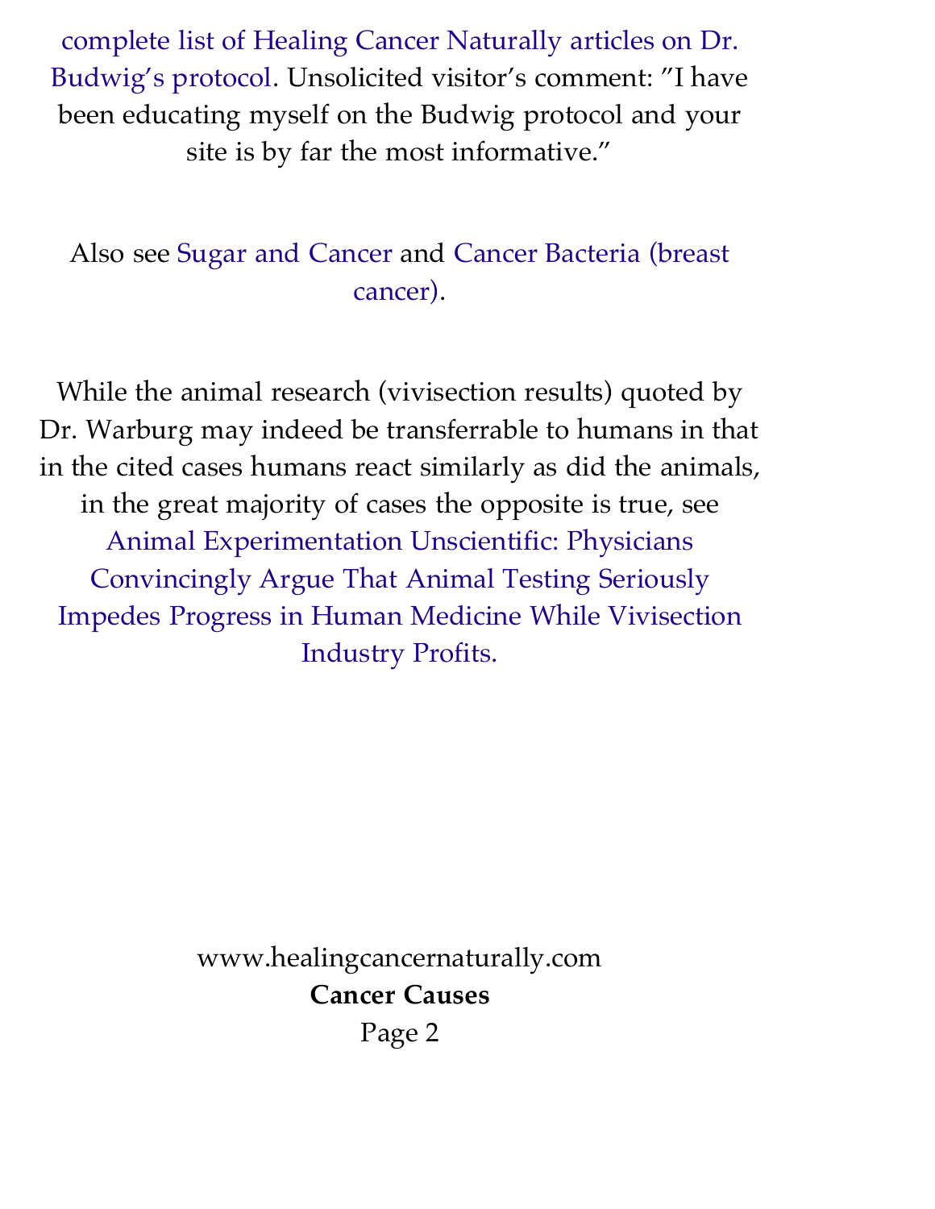complete list of Healing Cancer Naturally articles on Dr. Budwig's protocol. Unsolicited visitor's comment: "I have been educating myself on the Budwig protocol and your site is by far the most informative."

Also see Sugar and Cancer and Cancer Bacteria (breast cancer).

While the animal research (vivisection results) quoted by Dr. Warburg may indeed be transferrable to humans in that in the cited cases humans react similarly as did the animals, in the great majority of cases the opposite is true, see Animal Experimentation Unscientific: Physicians Convincingly Argue That Animal Testing Seriously Impedes Progress in Human Medicine While Vivisection Industry Profits.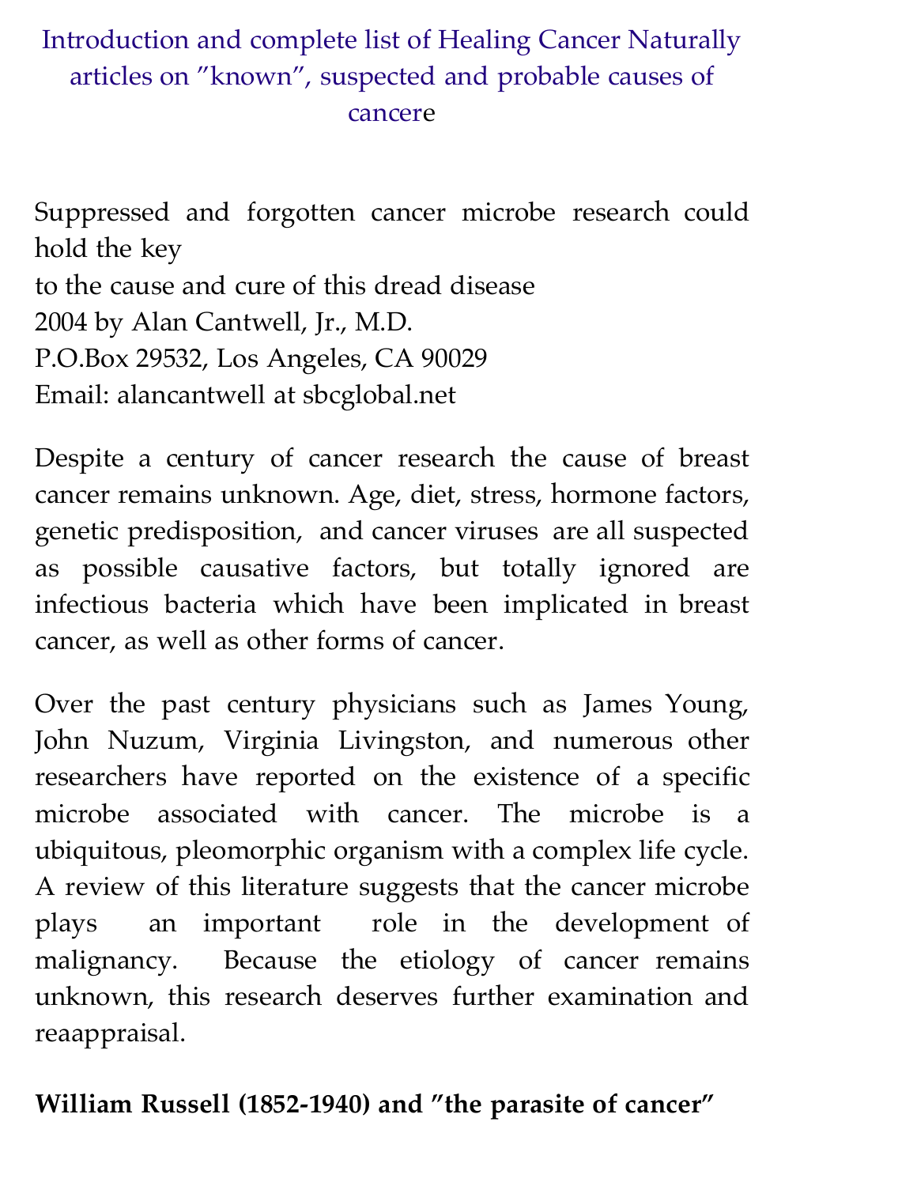Introduction and complete list of Healing Cancer Naturally articles on "known", suspected and probable causes of cancere

Suppressed and forgotten cancer microbe research could hold the key
to the cause and cure of this dread disease
2004 by Alan Cantwell, Jr., M.D.
P.O.Box 29532, Los Angeles, CA 90029
Email: alancantwell at sbcglobal.net

Despite a century of cancer research the cause of breast cancer remains unknown. Age, diet, stress, hormone factors, genetic predisposition, and cancer viruses are all suspected as possible causative factors, but totally ignored are infectious bacteria which have been implicated in breast cancer, as well as other forms of cancer.

Over the past century physicians such as James Young, John Nuzum, Virginia Livingston, and numerous other researchers have reported on the existence of a specific microbe associated with cancer. The microbe is a ubiquitous, pleomorphic organism with a complex life cycle. A review of this literature suggests that the cancer microbe plays an important role in the development of malignancy. Because the etiology of cancer remains unknown, this research deserves further examination and reaappraisal.

**William Russell (1852-1940) and "the parasite of cancer"**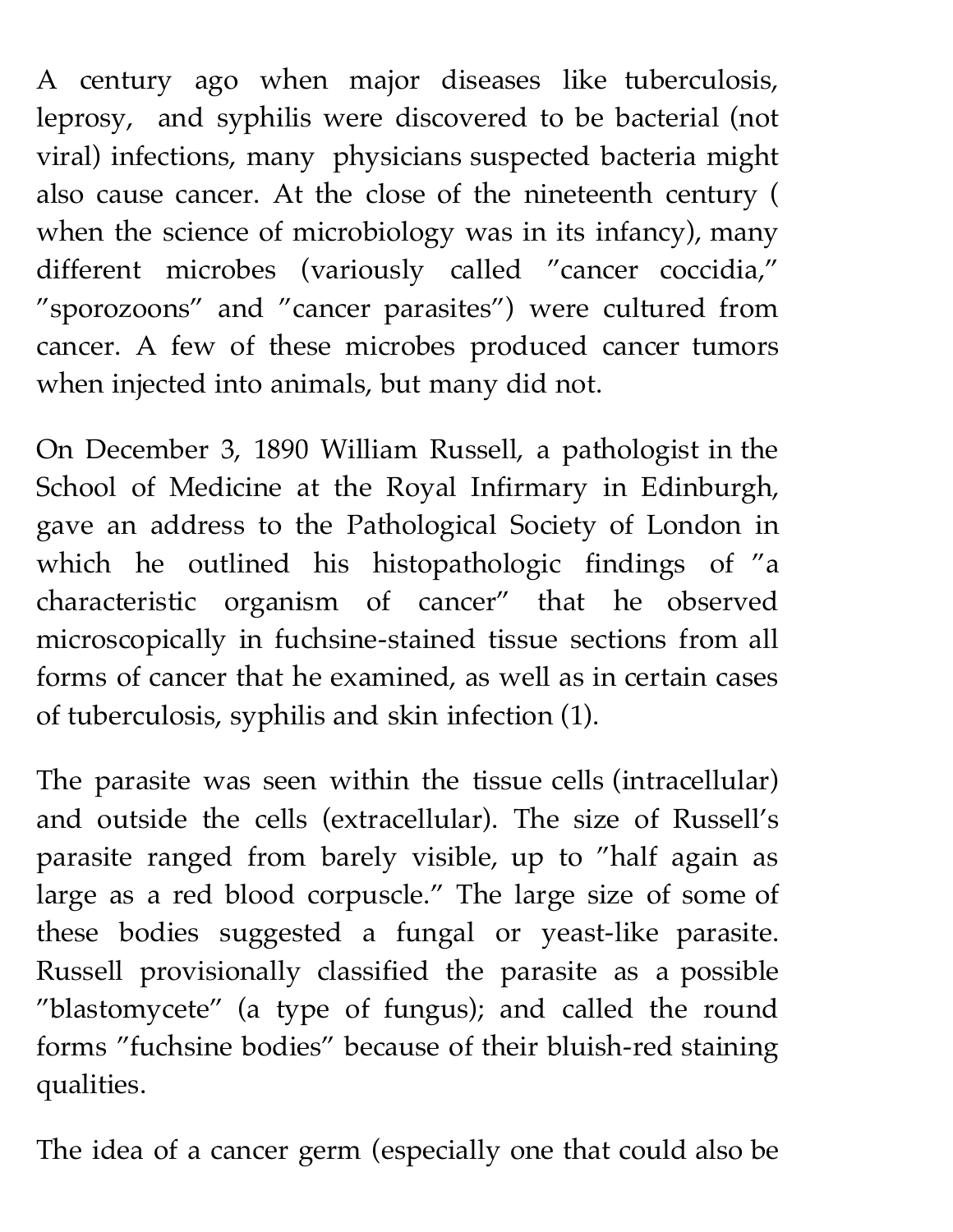A century ago when major diseases like tuberculosis, leprosy, and syphilis were discovered to be bacterial (not viral) infections, many physicians suspected bacteria might also cause cancer. At the close of the nineteenth century ( when the science of microbiology was in its infancy), many different microbes (variously called "cancer coccidia," "sporozoons" and "cancer parasites") were cultured from cancer. A few of these microbes produced cancer tumors when injected into animals, but many did not.

On December 3, 1890 William Russell, a pathologist in the School of Medicine at the Royal Infirmary in Edinburgh, gave an address to the Pathological Society of London in which he outlined his histopathologic findings of "a characteristic organism of cancer" that he observed microscopically in fuchsine-stained tissue sections from all forms of cancer that he examined, as well as in certain cases of tuberculosis, syphilis and skin infection (1).

The parasite was seen within the tissue cells (intracellular) and outside the cells (extracellular). The size of Russell's parasite ranged from barely visible, up to "half again as large as a red blood corpuscle." The large size of some of these bodies suggested a fungal or yeast-like parasite. Russell provisionally classified the parasite as a possible "blastomycete" (a type of fungus); and called the round forms "fuchsine bodies" because of their bluish-red staining qualities.

The idea of a cancer germ (especially one that could also be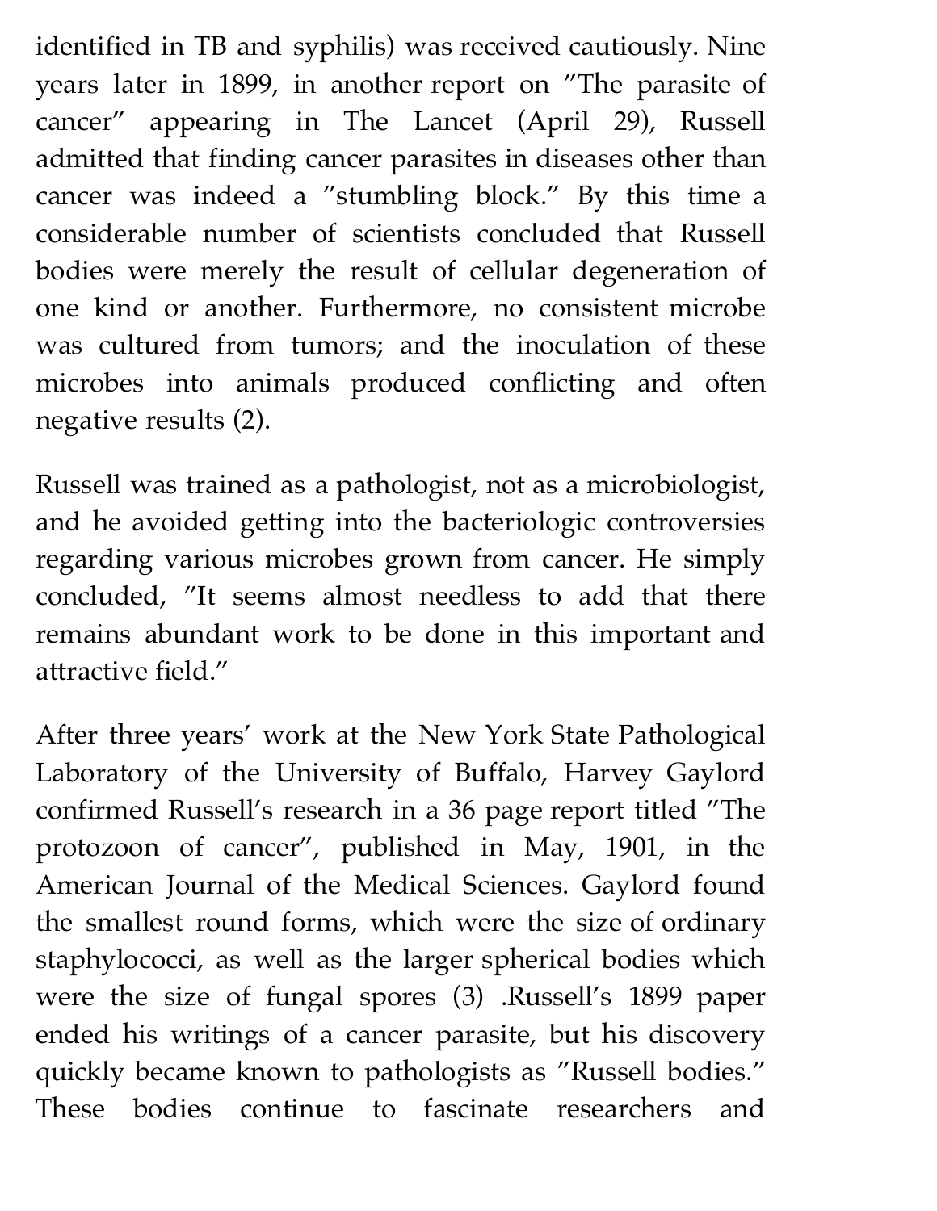identified in TB and syphilis) was received cautiously. Nine years later in 1899, in another report on "The parasite of cancer" appearing in The Lancet (April 29), Russell admitted that finding cancer parasites in diseases other than cancer was indeed a "stumbling block." By this time a considerable number of scientists concluded that Russell bodies were merely the result of cellular degeneration of one kind or another. Furthermore, no consistent microbe was cultured from tumors; and the inoculation of these microbes into animals produced conflicting and often negative results (2).

Russell was trained as a pathologist, not as a microbiologist, and he avoided getting into the bacteriologic controversies regarding various microbes grown from cancer. He simply concluded, "It seems almost needless to add that there remains abundant work to be done in this important and attractive field."

After three years' work at the New York State Pathological Laboratory of the University of Buffalo, Harvey Gaylord confirmed Russell's research in a 36 page report titled "The protozoon of cancer", published in May, 1901, in the American Journal of the Medical Sciences. Gaylord found the smallest round forms, which were the size of ordinary staphylococci, as well as the larger spherical bodies which were the size of fungal spores (3) .Russell's 1899 paper ended his writings of a cancer parasite, but his discovery quickly became known to pathologists as "Russell bodies." These bodies continue to fascinate researchers and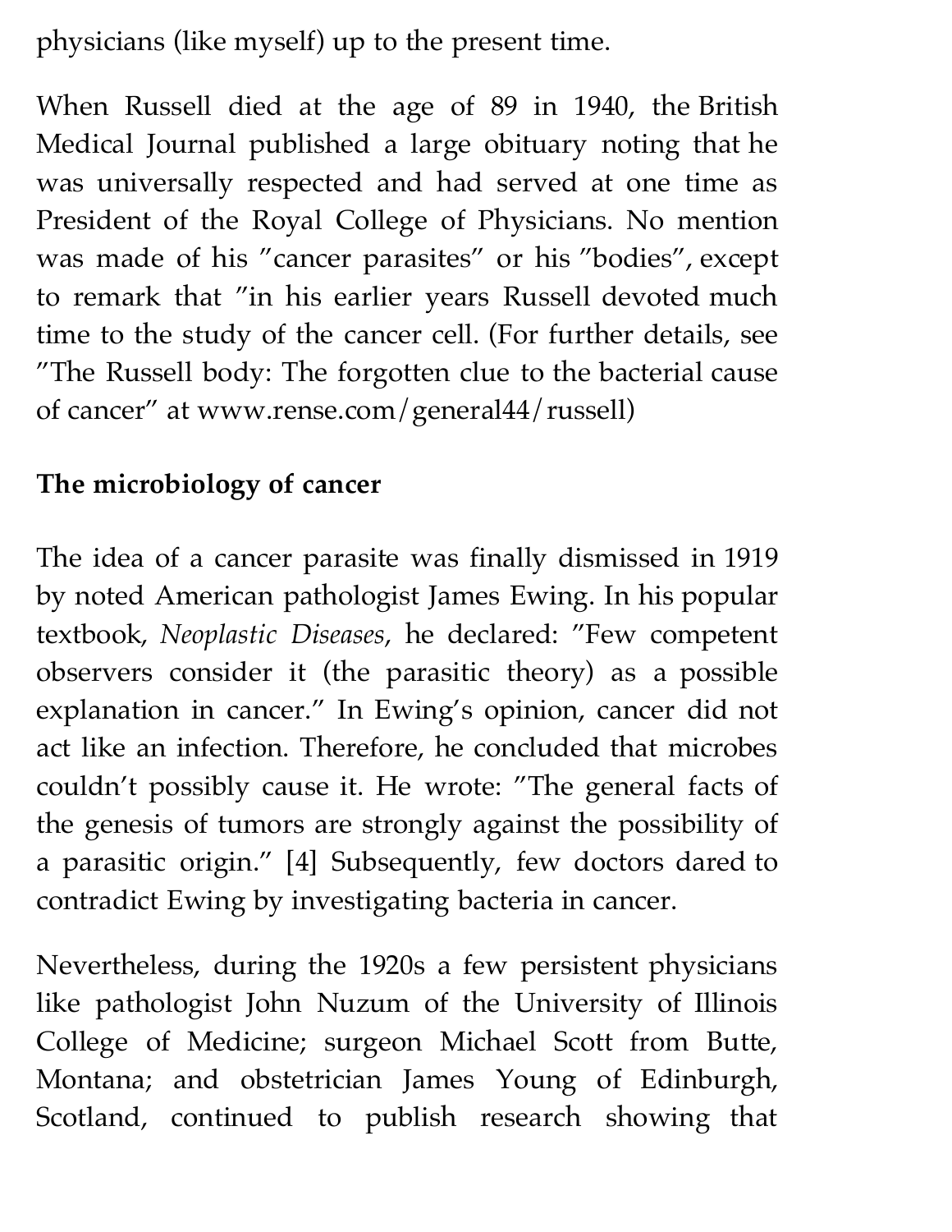physicians (like myself) up to the present time.

When Russell died at the age of 89 in 1940, the British Medical Journal published a large obituary noting that he was universally respected and had served at one time as President of the Royal College of Physicians. No mention was made of his "cancer parasites" or his "bodies", except to remark that "in his earlier years Russell devoted much time to the study of the cancer cell. (For further details, see "The Russell body: The forgotten clue to the bacterial cause of cancer" at www.rense.com/general44/russell)

**The microbiology of cancer**

The idea of a cancer parasite was finally dismissed in 1919 by noted American pathologist James Ewing. In his popular textbook, *Neoplastic Diseases*, he declared: "Few competent observers consider it (the parasitic theory) as a possible explanation in cancer." In Ewing's opinion, cancer did not act like an infection. Therefore, he concluded that microbes couldn't possibly cause it. He wrote: "The general facts of the genesis of tumors are strongly against the possibility of a parasitic origin." [4] Subsequently, few doctors dared to contradict Ewing by investigating bacteria in cancer.

Nevertheless, during the 1920s a few persistent physicians like pathologist John Nuzum of the University of Illinois College of Medicine; surgeon Michael Scott from Butte, Montana; and obstetrician James Young of Edinburgh, Scotland, continued to publish research showing that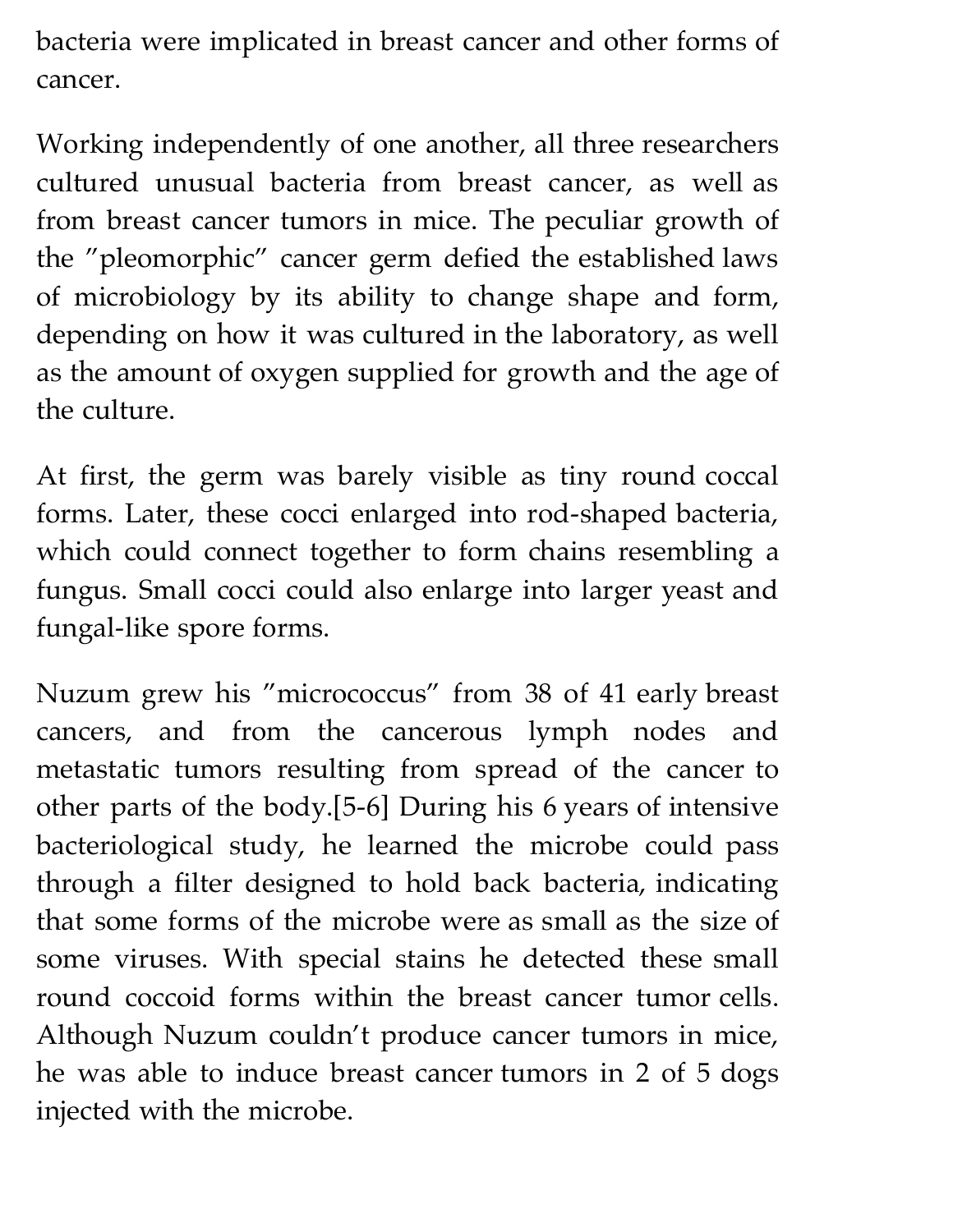bacteria were implicated in breast cancer and other forms of cancer.

Working independently of one another, all three researchers cultured unusual bacteria from breast cancer, as well as from breast cancer tumors in mice. The peculiar growth of the "pleomorphic" cancer germ defied the established laws of microbiology by its ability to change shape and form, depending on how it was cultured in the laboratory, as well as the amount of oxygen supplied for growth and the age of the culture.

At first, the germ was barely visible as tiny round coccal forms. Later, these cocci enlarged into rod-shaped bacteria, which could connect together to form chains resembling a fungus. Small cocci could also enlarge into larger yeast and fungal-like spore forms.

Nuzum grew his "micrococcus" from 38 of 41 early breast cancers, and from the cancerous lymph nodes and metastatic tumors resulting from spread of the cancer to other parts of the body.[5-6] During his 6 years of intensive bacteriological study, he learned the microbe could pass through a filter designed to hold back bacteria, indicating that some forms of the microbe were as small as the size of some viruses. With special stains he detected these small round coccoid forms within the breast cancer tumor cells. Although Nuzum couldn't produce cancer tumors in mice, he was able to induce breast cancer tumors in 2 of 5 dogs injected with the microbe.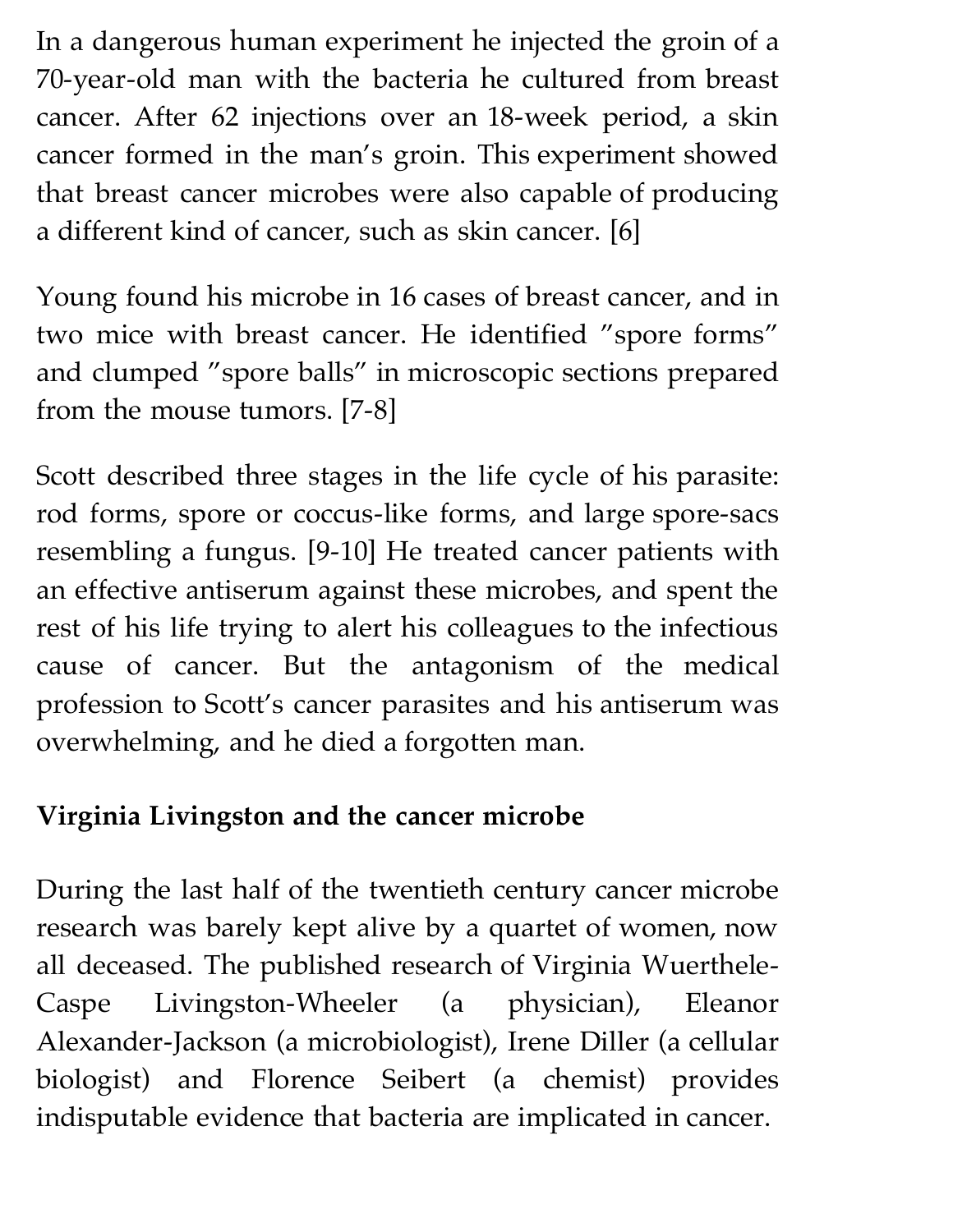In a dangerous human experiment he injected the groin of a 70-year-old man with the bacteria he cultured from breast cancer. After 62 injections over an 18-week period, a skin cancer formed in the man's groin. This experiment showed that breast cancer microbes were also capable of producing a different kind of cancer, such as skin cancer. [6]

Young found his microbe in 16 cases of breast cancer, and in two mice with breast cancer. He identified "spore forms" and clumped "spore balls" in microscopic sections prepared from the mouse tumors. [7-8]

Scott described three stages in the life cycle of his parasite: rod forms, spore or coccus-like forms, and large spore-sacs resembling a fungus. [9-10] He treated cancer patients with an effective antiserum against these microbes, and spent the rest of his life trying to alert his colleagues to the infectious cause of cancer. But the antagonism of the medical profession to Scott's cancer parasites and his antiserum was overwhelming, and he died a forgotten man.

**Virginia Livingston and the cancer microbe**

During the last half of the twentieth century cancer microbe research was barely kept alive by a quartet of women, now all deceased. The published research of Virginia Wuerthele-Caspe Livingston-Wheeler (a physician), Eleanor Alexander-Jackson (a microbiologist), Irene Diller (a cellular biologist) and Florence Seibert (a chemist) provides indisputable evidence that bacteria are implicated in cancer.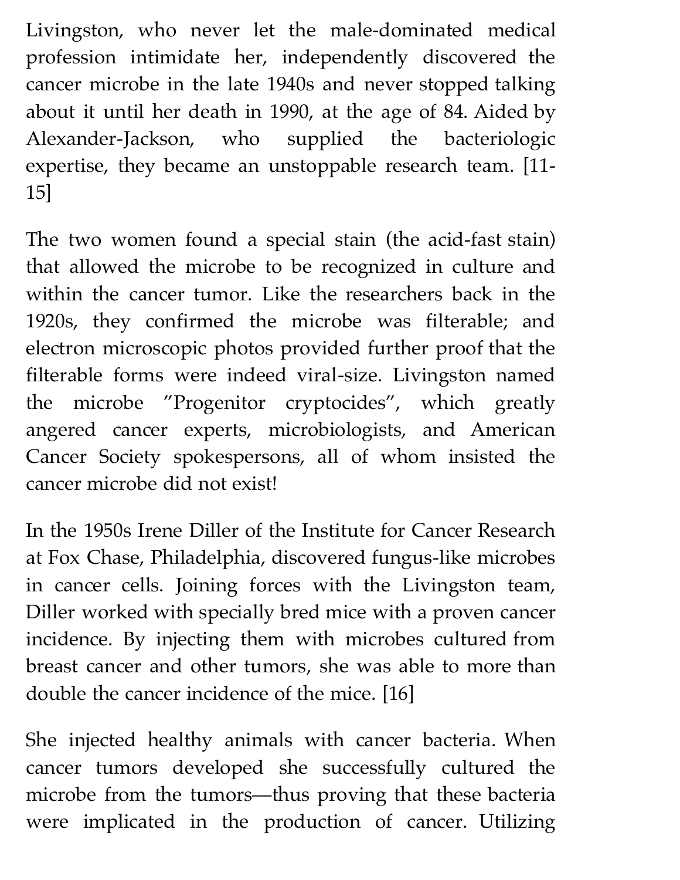Livingston, who never let the male-dominated medical profession intimidate her, independently discovered the cancer microbe in the late 1940s and never stopped talking about it until her death in 1990, at the age of 84. Aided by Alexander-Jackson, who supplied the bacteriologic expertise, they became an unstoppable research team. [11-15]

The two women found a special stain (the acid-fast stain) that allowed the microbe to be recognized in culture and within the cancer tumor. Like the researchers back in the 1920s, they confirmed the microbe was filterable; and electron microscopic photos provided further proof that the filterable forms were indeed viral-size. Livingston named the microbe "Progenitor cryptocides", which greatly angered cancer experts, microbiologists, and American Cancer Society spokespersons, all of whom insisted the cancer microbe did not exist!

In the 1950s Irene Diller of the Institute for Cancer Research at Fox Chase, Philadelphia, discovered fungus-like microbes in cancer cells. Joining forces with the Livingston team, Diller worked with specially bred mice with a proven cancer incidence. By injecting them with microbes cultured from breast cancer and other tumors, she was able to more than double the cancer incidence of the mice. [16]

She injected healthy animals with cancer bacteria. When cancer tumors developed she successfully cultured the microbe from the tumors—thus proving that these bacteria were implicated in the production of cancer. Utilizing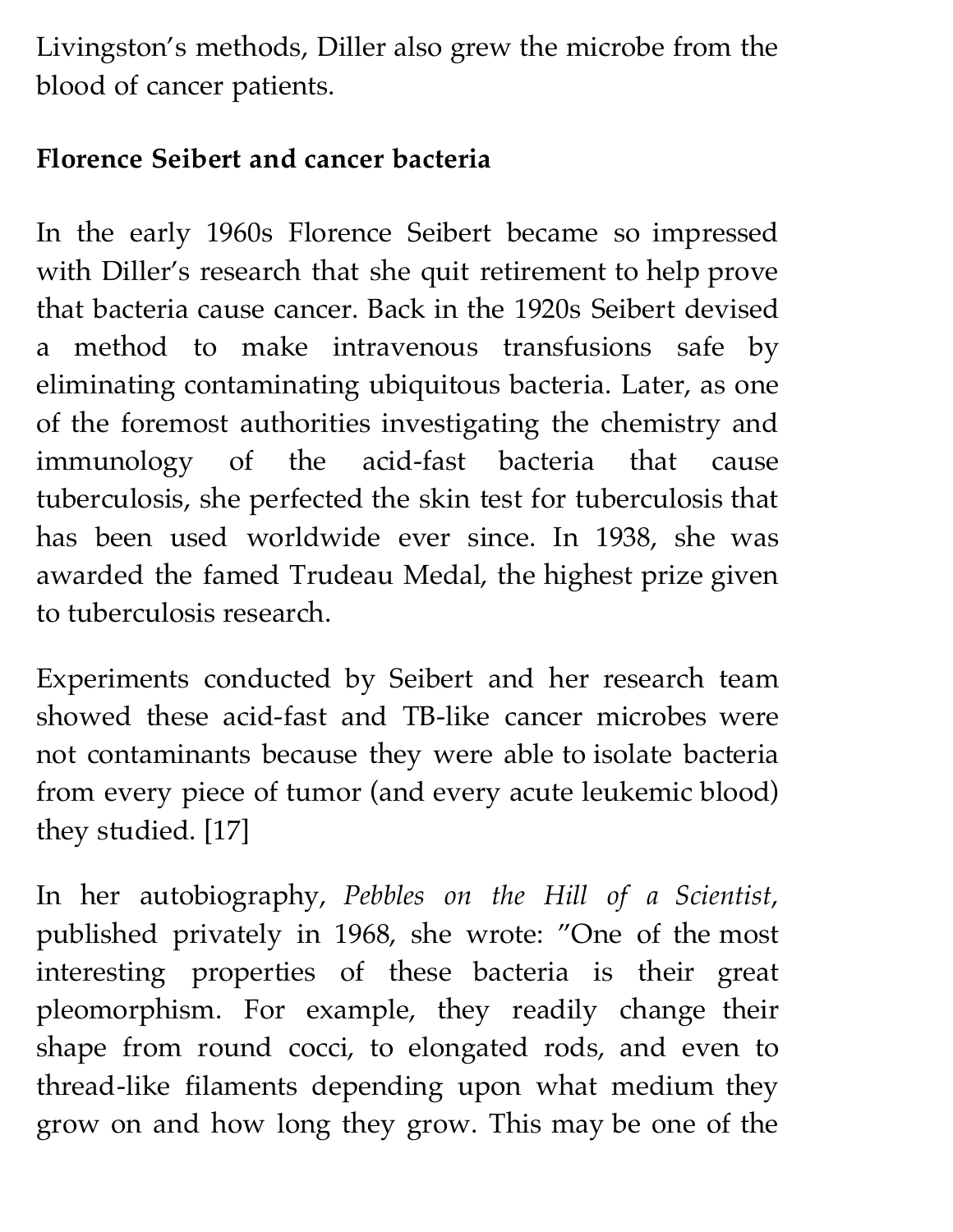Livingston's methods, Diller also grew the microbe from the blood of cancer patients.

**Florence Seibert and cancer bacteria**

In the early 1960s Florence Seibert became so impressed with Diller's research that she quit retirement to help prove that bacteria cause cancer. Back in the 1920s Seibert devised a method to make intravenous transfusions safe by eliminating contaminating ubiquitous bacteria. Later, as one of the foremost authorities investigating the chemistry and immunology of the acid-fast bacteria that cause tuberculosis, she perfected the skin test for tuberculosis that has been used worldwide ever since. In 1938, she was awarded the famed Trudeau Medal, the highest prize given to tuberculosis research.

Experiments conducted by Seibert and her research team showed these acid-fast and TB-like cancer microbes were not contaminants because they were able to isolate bacteria from every piece of tumor (and every acute leukemic blood) they studied. [17]

In her autobiography, *Pebbles on the Hill of a Scientist*, published privately in 1968, she wrote: "One of the most interesting properties of these bacteria is their great pleomorphism. For example, they readily change their shape from round cocci, to elongated rods, and even to thread-like filaments depending upon what medium they grow on and how long they grow. This may be one of the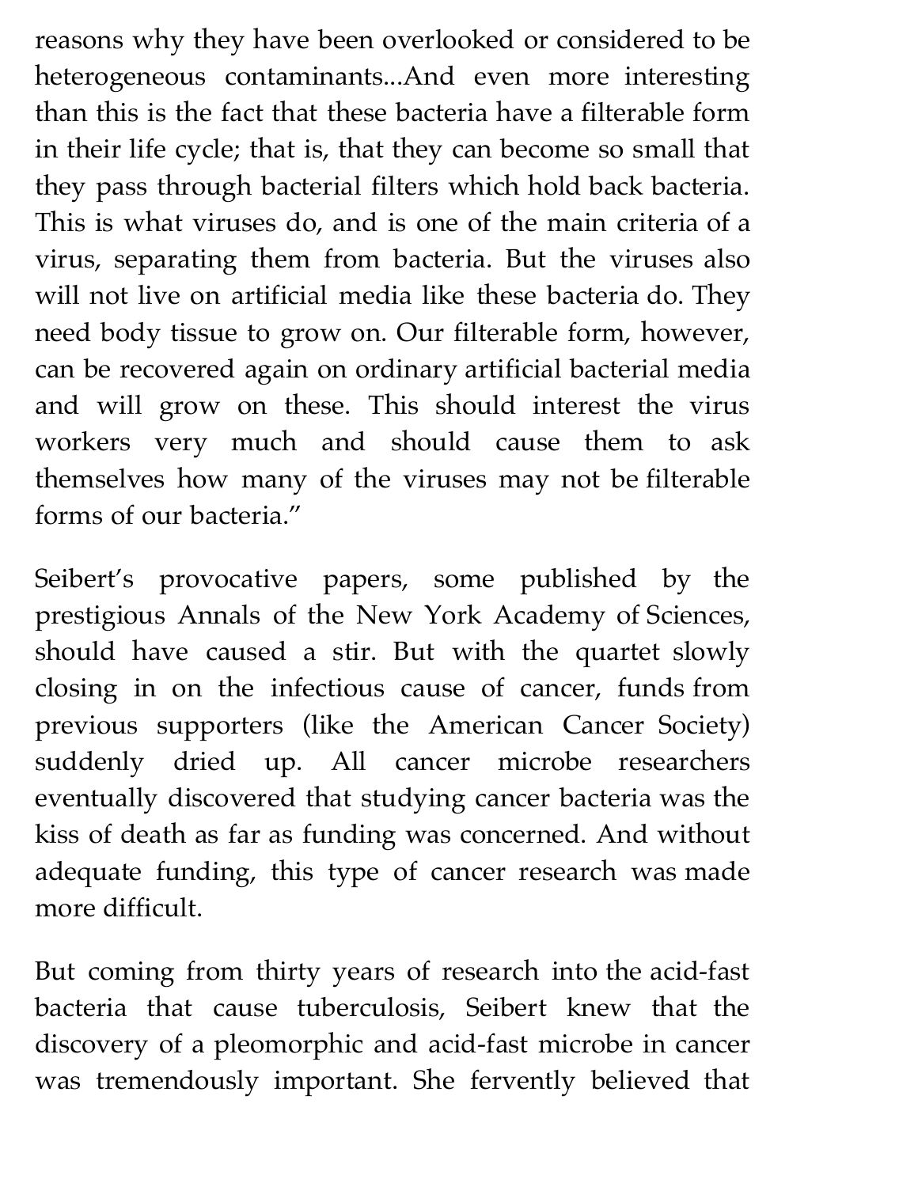reasons why they have been overlooked or considered to be heterogeneous contaminants...And even more interesting than this is the fact that these bacteria have a filterable form in their life cycle; that is, that they can become so small that they pass through bacterial filters which hold back bacteria. This is what viruses do, and is one of the main criteria of a virus, separating them from bacteria. But the viruses also will not live on artificial media like these bacteria do. They need body tissue to grow on. Our filterable form, however, can be recovered again on ordinary artificial bacterial media and will grow on these. This should interest the virus workers very much and should cause them to ask themselves how many of the viruses may not be filterable forms of our bacteria."

Seibert's provocative papers, some published by the prestigious Annals of the New York Academy of Sciences, should have caused a stir. But with the quartet slowly closing in on the infectious cause of cancer, funds from previous supporters (like the American Cancer Society) suddenly dried up. All cancer microbe researchers eventually discovered that studying cancer bacteria was the kiss of death as far as funding was concerned. And without adequate funding, this type of cancer research was made more difficult.

But coming from thirty years of research into the acid-fast bacteria that cause tuberculosis, Seibert knew that the discovery of a pleomorphic and acid-fast microbe in cancer was tremendously important. She fervently believed that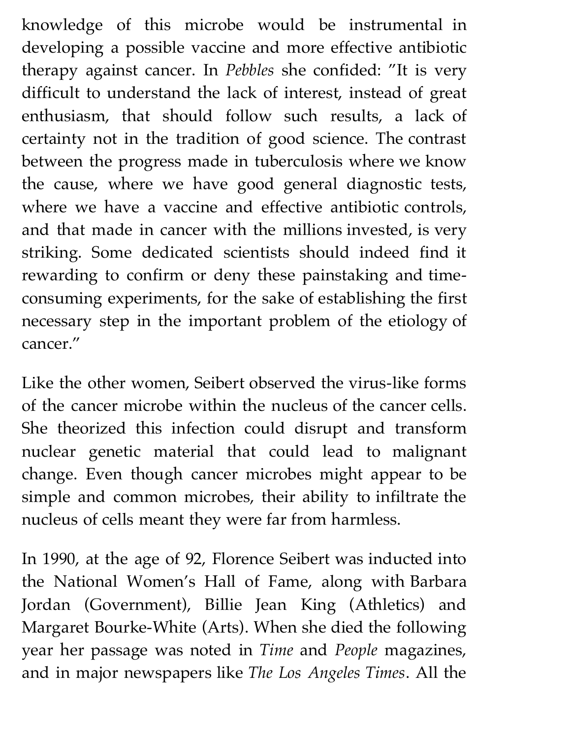knowledge of this microbe would be instrumental in developing a possible vaccine and more effective antibiotic therapy against cancer. In *Pebbles* she confided: "It is very difficult to understand the lack of interest, instead of great enthusiasm, that should follow such results, a lack of certainty not in the tradition of good science. The contrast between the progress made in tuberculosis where we know the cause, where we have good general diagnostic tests, where we have a vaccine and effective antibiotic controls, and that made in cancer with the millions invested, is very striking. Some dedicated scientists should indeed find it rewarding to confirm or deny these painstaking and time-consuming experiments, for the sake of establishing the first necessary step in the important problem of the etiology of cancer."

Like the other women, Seibert observed the virus-like forms of the cancer microbe within the nucleus of the cancer cells. She theorized this infection could disrupt and transform nuclear genetic material that could lead to malignant change. Even though cancer microbes might appear to be simple and common microbes, their ability to infiltrate the nucleus of cells meant they were far from harmless.

In 1990, at the age of 92, Florence Seibert was inducted into the National Women's Hall of Fame, along with Barbara Jordan (Government), Billie Jean King (Athletics) and Margaret Bourke-White (Arts). When she died the following year her passage was noted in *Time* and *People* magazines, and in major newspapers like *The Los Angeles Times*. All the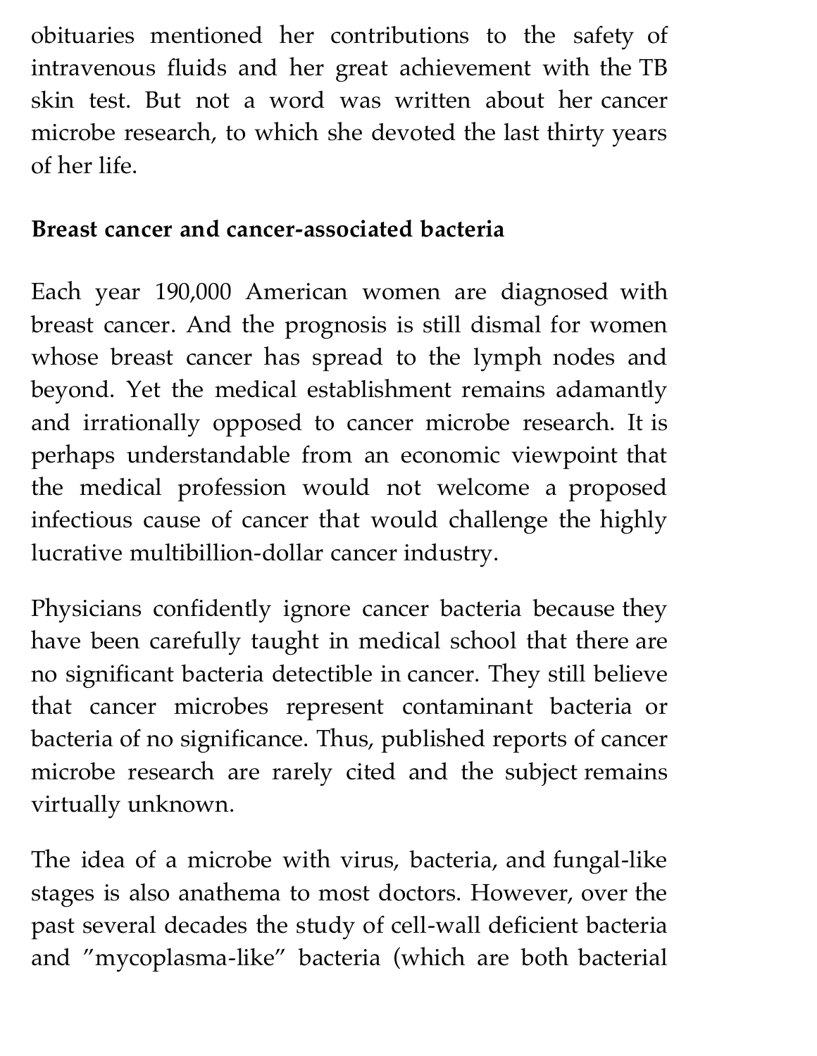obituaries mentioned her contributions to the safety of intravenous fluids and her great achievement with the TB skin test. But not a word was written about her cancer microbe research, to which she devoted the last thirty years of her life.

**Breast cancer and cancer-associated bacteria**

Each year 190,000 American women are diagnosed with breast cancer. And the prognosis is still dismal for women whose breast cancer has spread to the lymph nodes and beyond. Yet the medical establishment remains adamantly and irrationally opposed to cancer microbe research. It is perhaps understandable from an economic viewpoint that the medical profession would not welcome a proposed infectious cause of cancer that would challenge the highly lucrative multibillion-dollar cancer industry.

Physicians confidently ignore cancer bacteria because they have been carefully taught in medical school that there are no significant bacteria detectible in cancer. They still believe that cancer microbes represent contaminant bacteria or bacteria of no significance. Thus, published reports of cancer microbe research are rarely cited and the subject remains virtually unknown.

The idea of a microbe with virus, bacteria, and fungal-like stages is also anathema to most doctors. However, over the past several decades the study of cell-wall deficient bacteria and "mycoplasma-like" bacteria (which are both bacterial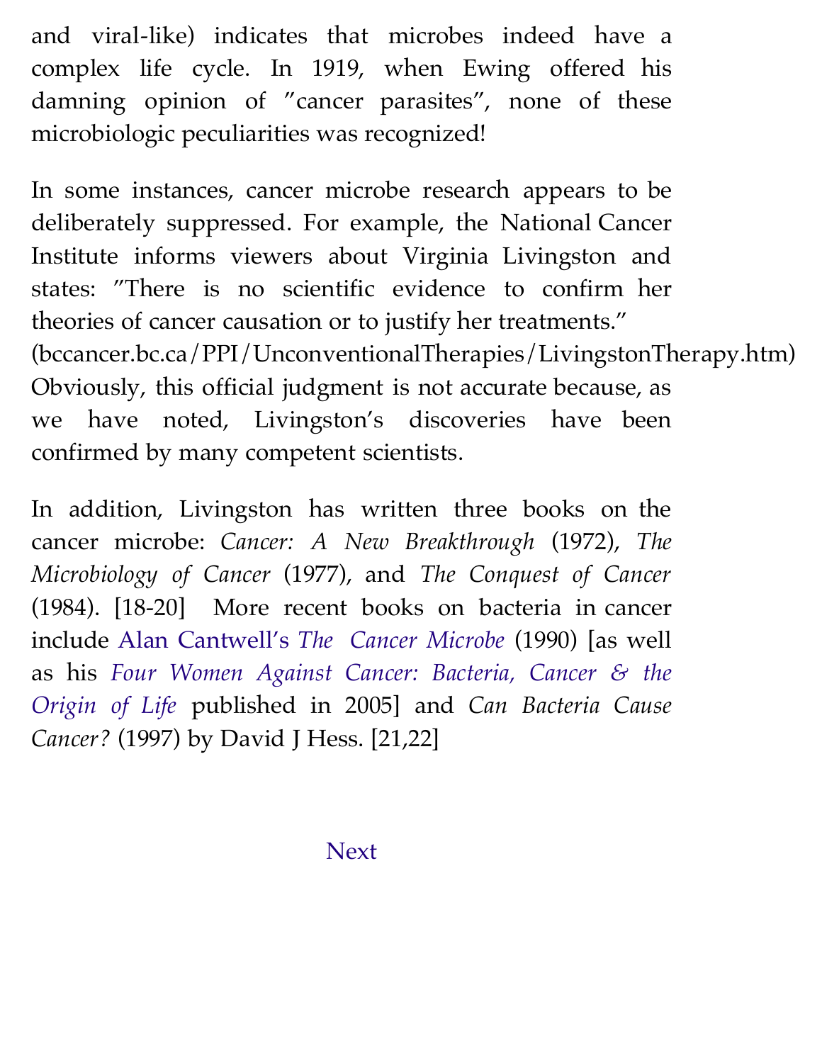and viral-like) indicates that microbes indeed have a complex life cycle. In 1919, when Ewing offered his damning opinion of ”cancer parasites”, none of these microbiologic peculiarities was recognized!

In some instances, cancer microbe research appears to be deliberately suppressed. For example, the National Cancer Institute informs viewers about Virginia Livingston and states: ”There is no scientific evidence to confirm her theories of cancer causation or to justify her treatments.” (bccancer.bc.ca/PPI/UnconventionalTherapies/LivingstonTherapy.htm) Obviously, this official judgment is not accurate because, as we have noted, Livingston’s discoveries have been confirmed by many competent scientists.

In addition, Livingston has written three books on the cancer microbe: *Cancer: A New Breakthrough* (1972), *The Microbiology of Cancer* (1977), and *The Conquest of Cancer* (1984). [18-20] More recent books on bacteria in cancer include Alan Cantwell’s *The Cancer Microbe* (1990) [as well as his *Four Women Against Cancer: Bacteria, Cancer & the Origin of Life* published in 2005] and *Can Bacteria Cause Cancer?* (1997) by David J Hess. [21,22]

Next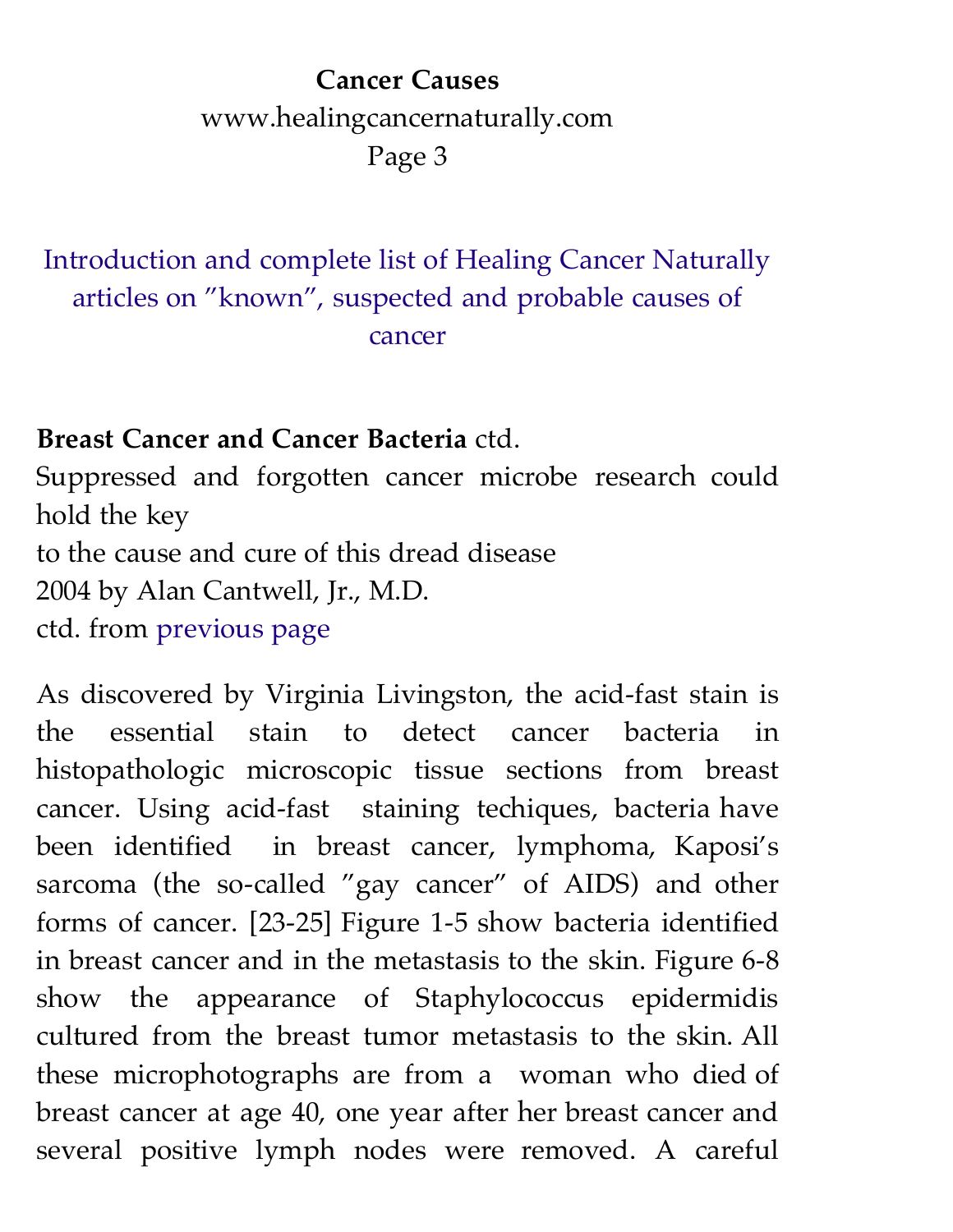**Cancer Causes**
www.healingcancernaturally.com
Page 3

Introduction and complete list of Healing Cancer Naturally articles on "known", suspected and probable causes of cancer

**Breast Cancer and Cancer Bacteria** ctd.
Suppressed and forgotten cancer microbe research could hold the key
to the cause and cure of this dread disease
2004 by Alan Cantwell, Jr., M.D.
ctd. from previous page

As discovered by Virginia Livingston, the acid-fast stain is the essential stain to detect cancer bacteria in histopathologic microscopic tissue sections from breast cancer. Using acid-fast staining techiques, bacteria have been identified in breast cancer, lymphoma, Kaposi's sarcoma (the so-called "gay cancer" of AIDS) and other forms of cancer. [23-25] Figure 1-5 show bacteria identified in breast cancer and in the metastasis to the skin. Figure 6-8 show the appearance of Staphylococcus epidermidis cultured from the breast tumor metastasis to the skin. All these microphotographs are from a woman who died of breast cancer at age 40, one year after her breast cancer and several positive lymph nodes were removed. A careful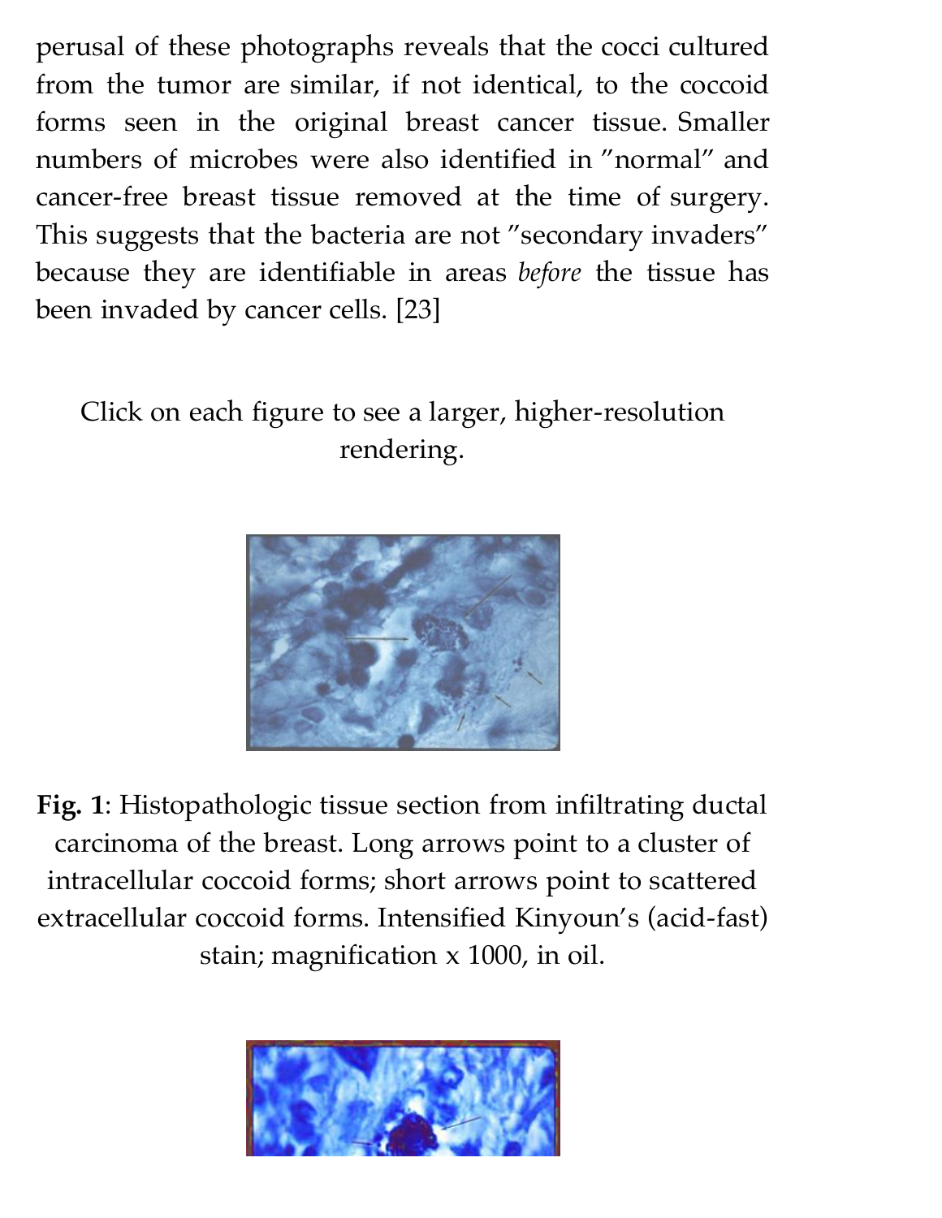perusal of these photographs reveals that the cocci cultured from the tumor are similar, if not identical, to the coccoid forms seen in the original breast cancer tissue. Smaller numbers of microbes were also identified in "normal" and cancer-free breast tissue removed at the time of surgery. This suggests that the bacteria are not "secondary invaders" because they are identifiable in areas *before* the tissue has been invaded by cancer cells. [23]

Click on each figure to see a larger, higher-resolution rendering.

**Fig. 1**: Histopathologic tissue section from infiltrating ductal carcinoma of the breast. Long arrows point to a cluster of intracellular coccoid forms; short arrows point to scattered extracellular coccoid forms. Intensified Kinyoun's (acid-fast) stain; magnification x 1000, in oil.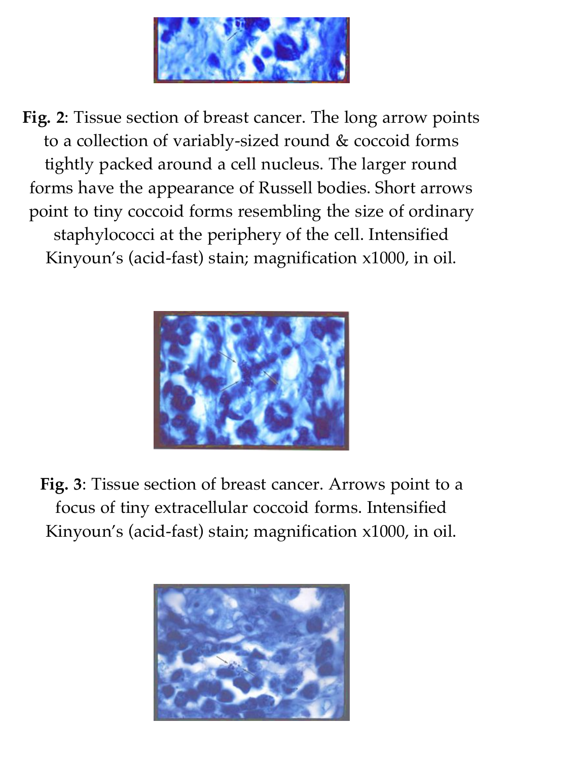**Fig. 2**: Tissue section of breast cancer. The long arrow points to a collection of variably-sized round & coccoid forms tightly packed around a cell nucleus. The larger round forms have the appearance of Russell bodies. Short arrows point to tiny coccoid forms resembling the size of ordinary staphylococci at the periphery of the cell. Intensified Kinyoun's (acid-fast) stain; magnification x1000, in oil.

**Fig. 3**: Tissue section of breast cancer. Arrows point to a focus of tiny extracellular coccoid forms. Intensified Kinyoun's (acid-fast) stain; magnification x1000, in oil.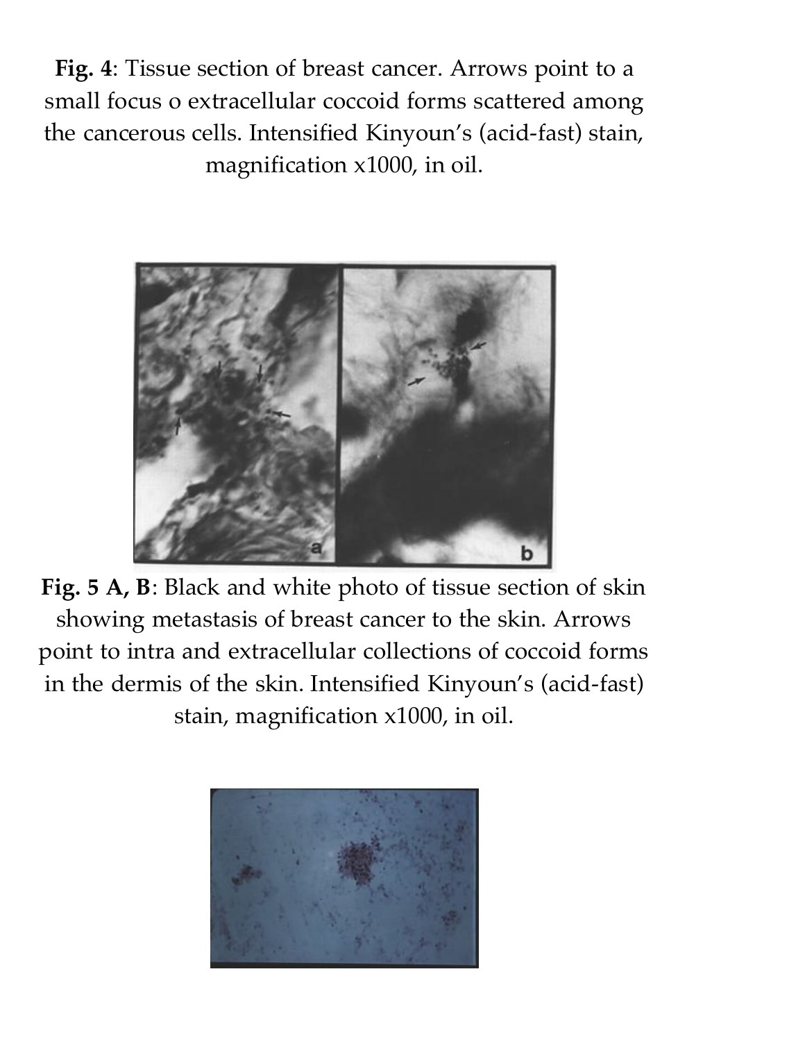**Fig. 4**: Tissue section of breast cancer. Arrows point to a small focus o extracellular coccoid forms scattered among the cancerous cells. Intensified Kinyoun's (acid-fast) stain, magnification x1000, in oil.

**Fig. 5 A, B**: Black and white photo of tissue section of skin showing metastasis of breast cancer to the skin. Arrows point to intra and extracellular collections of coccoid forms in the dermis of the skin. Intensified Kinyoun's (acid-fast) stain, magnification x1000, in oil.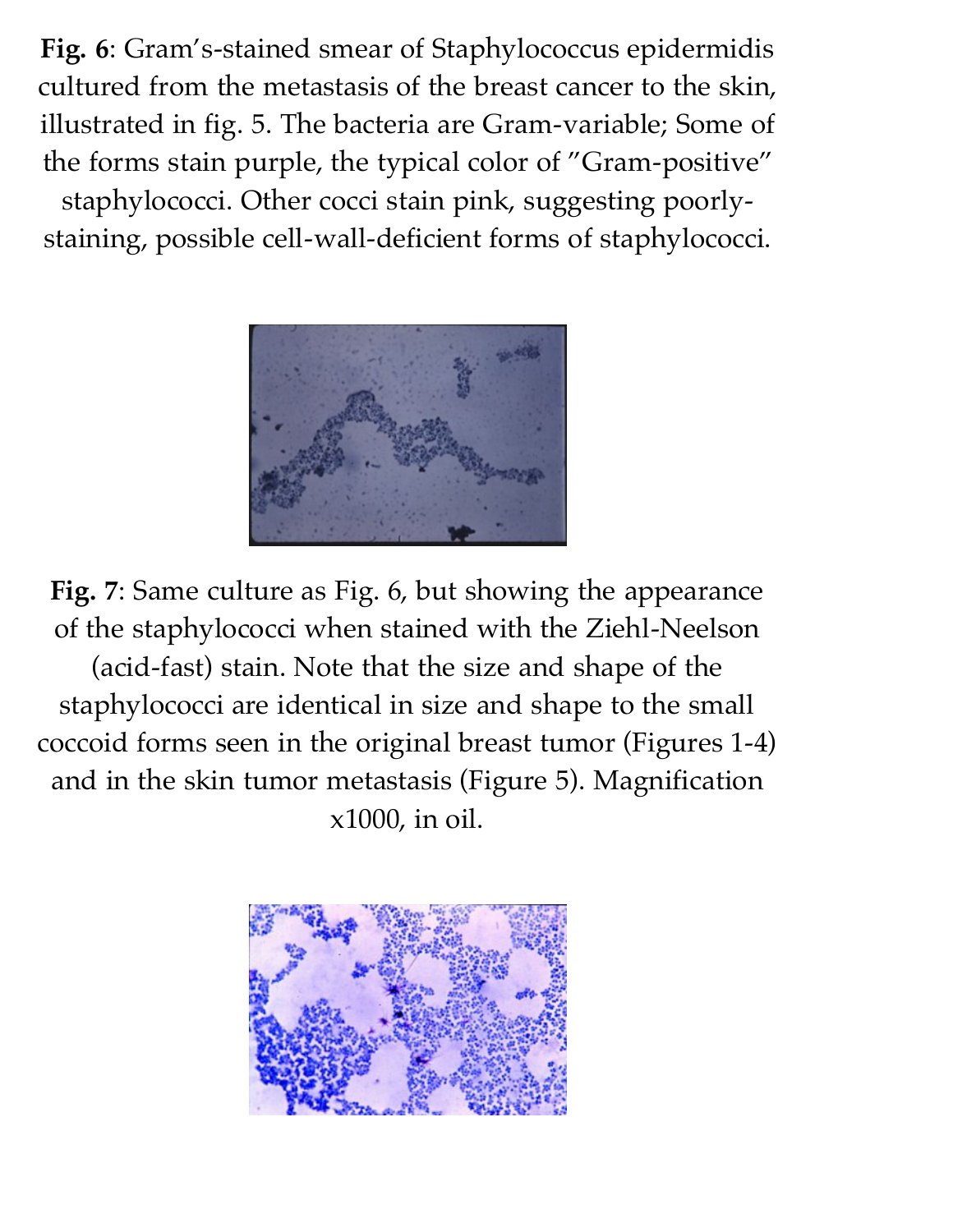**Fig. 6**: Gram's-stained smear of Staphylococcus epidermidis cultured from the metastasis of the breast cancer to the skin, illustrated in fig. 5. The bacteria are Gram-variable; Some of the forms stain purple, the typical color of "Gram-positive" staphylococci. Other cocci stain pink, suggesting poorly-staining, possible cell-wall-deficient forms of staphylococci.

**Fig. 7**: Same culture as Fig. 6, but showing the appearance of the staphylococci when stained with the Ziehl-Neelson (acid-fast) stain. Note that the size and shape of the staphylococci are identical in size and shape to the small coccoid forms seen in the original breast tumor (Figures 1-4) and in the skin tumor metastasis (Figure 5). Magnification x1000, in oil.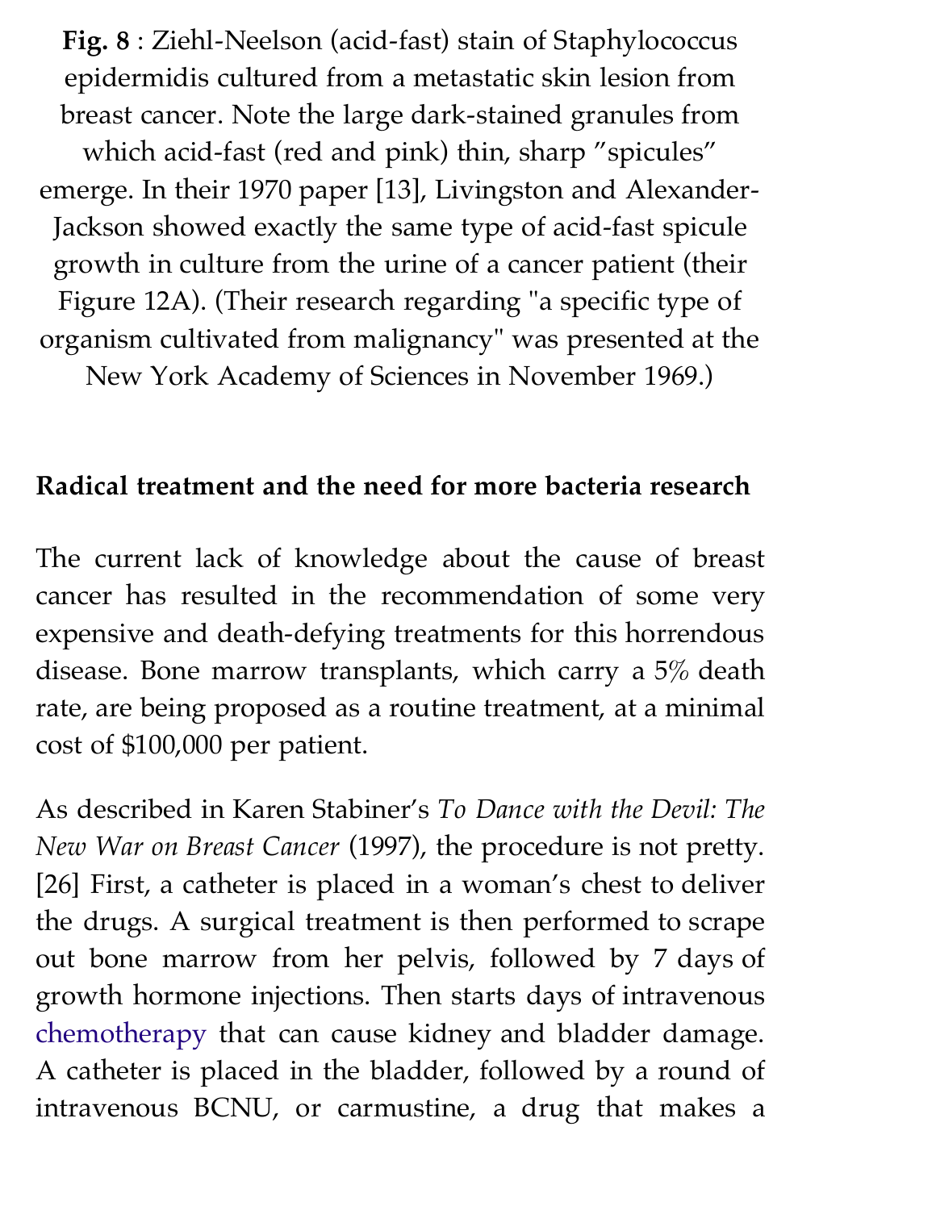**Fig. 8** : Ziehl-Neelson (acid-fast) stain of Staphylococcus epidermidis cultured from a metastatic skin lesion from breast cancer. Note the large dark-stained granules from which acid-fast (red and pink) thin, sharp "spicules" emerge. In their 1970 paper [13], Livingston and Alexander-Jackson showed exactly the same type of acid-fast spicule growth in culture from the urine of a cancer patient (their Figure 12A). (Their research regarding "a specific type of organism cultivated from malignancy" was presented at the New York Academy of Sciences in November 1969.)

## Radical treatment and the need for more bacteria research

The current lack of knowledge about the cause of breast cancer has resulted in the recommendation of some very expensive and death-defying treatments for this horrendous disease. Bone marrow transplants, which carry a 5% death rate, are being proposed as a routine treatment, at a minimal cost of $100,000 per patient.

As described in Karen Stabiner's *To Dance with the Devil: The New War on Breast Cancer* (1997), the procedure is not pretty. [26] First, a catheter is placed in a woman's chest to deliver the drugs. A surgical treatment is then performed to scrape out bone marrow from her pelvis, followed by 7 days of growth hormone injections. Then starts days of intravenous chemotherapy that can cause kidney and bladder damage. A catheter is placed in the bladder, followed by a round of intravenous BCNU, or carmustine, a drug that makes a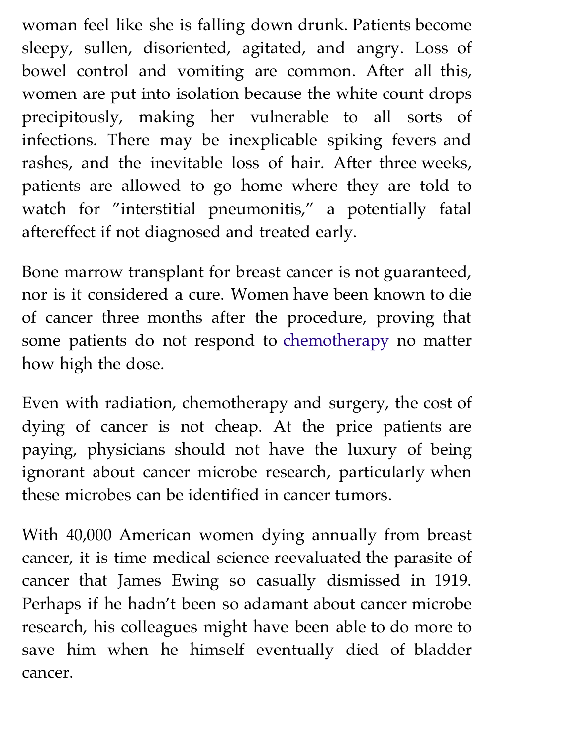woman feel like she is falling down drunk. Patients become sleepy, sullen, disoriented, agitated, and angry. Loss of bowel control and vomiting are common. After all this, women are put into isolation because the white count drops precipitously, making her vulnerable to all sorts of infections. There may be inexplicable spiking fevers and rashes, and the inevitable loss of hair. After three weeks, patients are allowed to go home where they are told to watch for "interstitial pneumonitis," a potentially fatal aftereffect if not diagnosed and treated early.

Bone marrow transplant for breast cancer is not guaranteed, nor is it considered a cure. Women have been known to die of cancer three months after the procedure, proving that some patients do not respond to chemotherapy no matter how high the dose.

Even with radiation, chemotherapy and surgery, the cost of dying of cancer is not cheap. At the price patients are paying, physicians should not have the luxury of being ignorant about cancer microbe research, particularly when these microbes can be identified in cancer tumors.

With 40,000 American women dying annually from breast cancer, it is time medical science reevaluated the parasite of cancer that James Ewing so casually dismissed in 1919. Perhaps if he hadn't been so adamant about cancer microbe research, his colleagues might have been able to do more to save him when he himself eventually died of bladder cancer.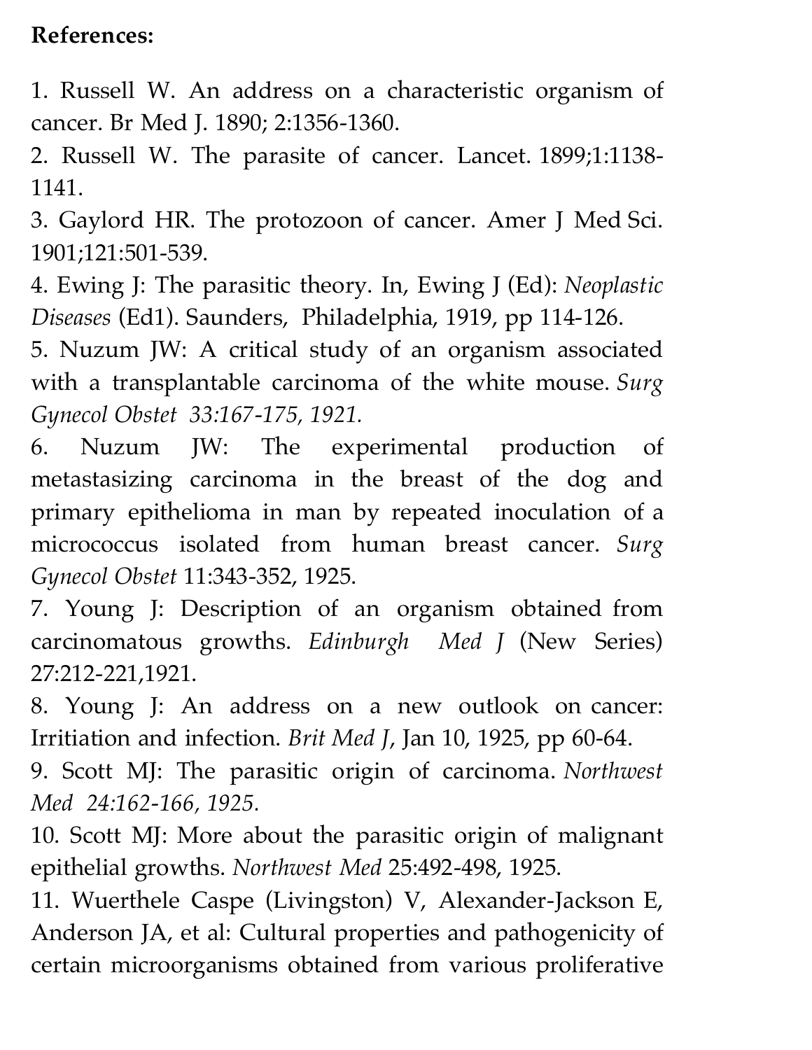**References:**

1. Russell W. An address on a characteristic organism of cancer. Br Med J. 1890; 2:1356-1360.
2. Russell W. The parasite of cancer. Lancet. 1899;1:1138-1141.
3. Gaylord HR. The protozoon of cancer. Amer J Med Sci. 1901;121:501-539.
4. Ewing J: The parasitic theory. In, Ewing J (Ed): *Neoplastic Diseases* (Ed1). Saunders, Philadelphia, 1919, pp 114-126.
5. Nuzum JW: A critical study of an organism associated with a transplantable carcinoma of the white mouse. *Surg Gynecol Obstet 33:167-175, 1921.*
6. Nuzum JW: The experimental production of metastasizing carcinoma in the breast of the dog and primary epithelioma in man by repeated inoculation of a micrococcus isolated from human breast cancer. *Surg Gynecol Obstet* 11:343-352, 1925.
7. Young J: Description of an organism obtained from carcinomatous growths. *Edinburgh Med J* (New Series) 27:212-221,1921.
8. Young J: An address on a new outlook on cancer: Irritiation and infection. *Brit Med J*, Jan 10, 1925, pp 60-64.
9. Scott MJ: The parasitic origin of carcinoma. *Northwest Med 24:162-166, 1925.*
10. Scott MJ: More about the parasitic origin of malignant epithelial growths. *Northwest Med* 25:492-498, 1925.
11. Wuerthele Caspe (Livingston) V, Alexander-Jackson E, Anderson JA, et al: Cultural properties and pathogenicity of certain microorganisms obtained from various proliferative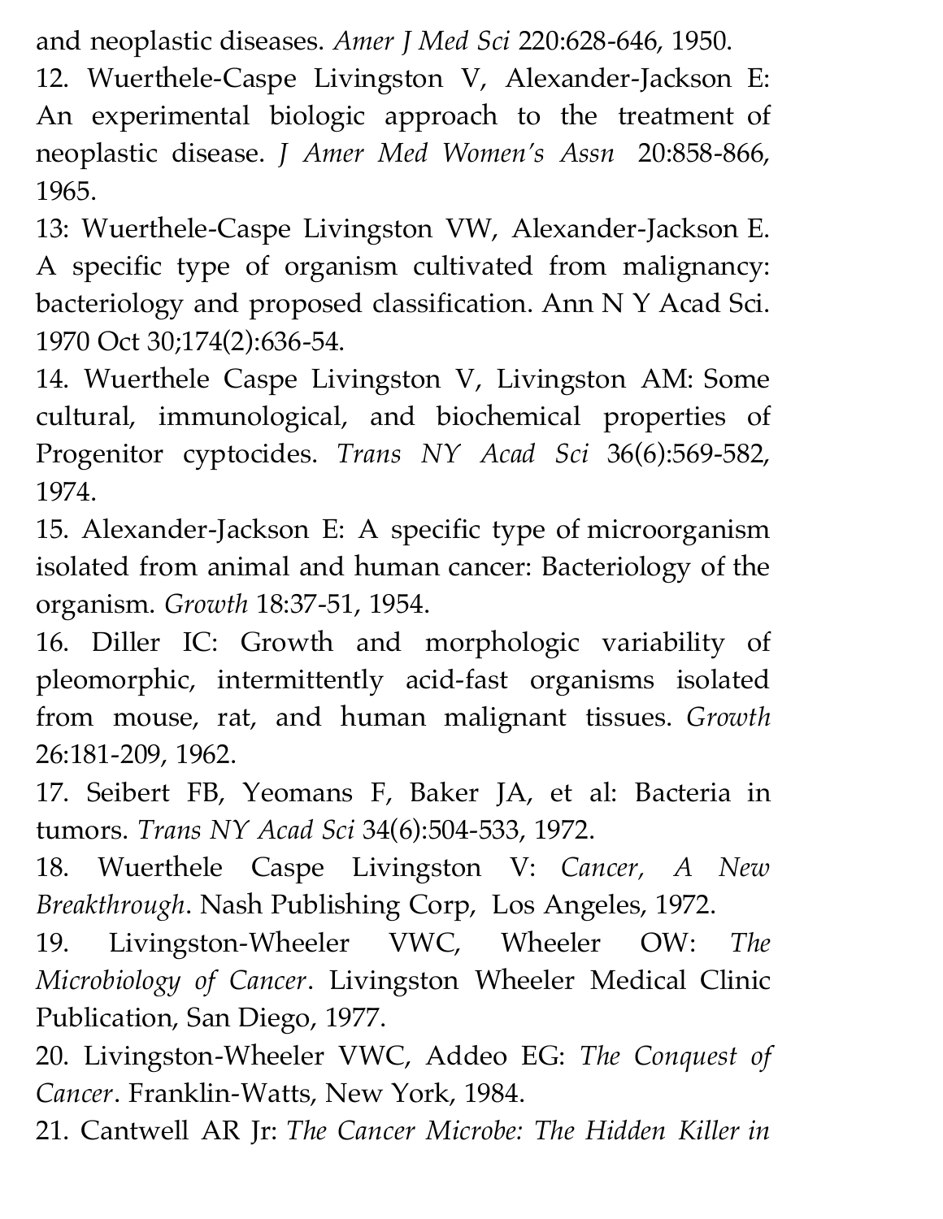and neoplastic diseases. *Amer J Med Sci* 220:628-646, 1950.

12. Wuerthele-Caspe Livingston V, Alexander-Jackson E: An experimental biologic approach to the treatment of neoplastic disease. *J Amer Med Women's Assn* 20:858-866, 1965.

13: Wuerthele-Caspe Livingston VW, Alexander-Jackson E. A specific type of organism cultivated from malignancy: bacteriology and proposed classification. Ann N Y Acad Sci. 1970 Oct 30;174(2):636-54.

14. Wuerthele Caspe Livingston V, Livingston AM: Some cultural, immunological, and biochemical properties of Progenitor cyptocides. *Trans NY Acad Sci* 36(6):569-582, 1974.

15. Alexander-Jackson E: A specific type of microorganism isolated from animal and human cancer: Bacteriology of the organism. *Growth* 18:37-51, 1954.

16. Diller IC: Growth and morphologic variability of pleomorphic, intermittently acid-fast organisms isolated from mouse, rat, and human malignant tissues. *Growth* 26:181-209, 1962.

17. Seibert FB, Yeomans F, Baker JA, et al: Bacteria in tumors. *Trans NY Acad Sci* 34(6):504-533, 1972.

18. Wuerthele Caspe Livingston V: *Cancer, A New Breakthrough*. Nash Publishing Corp, Los Angeles, 1972.

19. Livingston-Wheeler VWC, Wheeler OW: *The Microbiology of Cancer*. Livingston Wheeler Medical Clinic Publication, San Diego, 1977.

20. Livingston-Wheeler VWC, Addeo EG: *The Conquest of Cancer*. Franklin-Watts, New York, 1984.

21. Cantwell AR Jr: *The Cancer Microbe: The Hidden Killer in*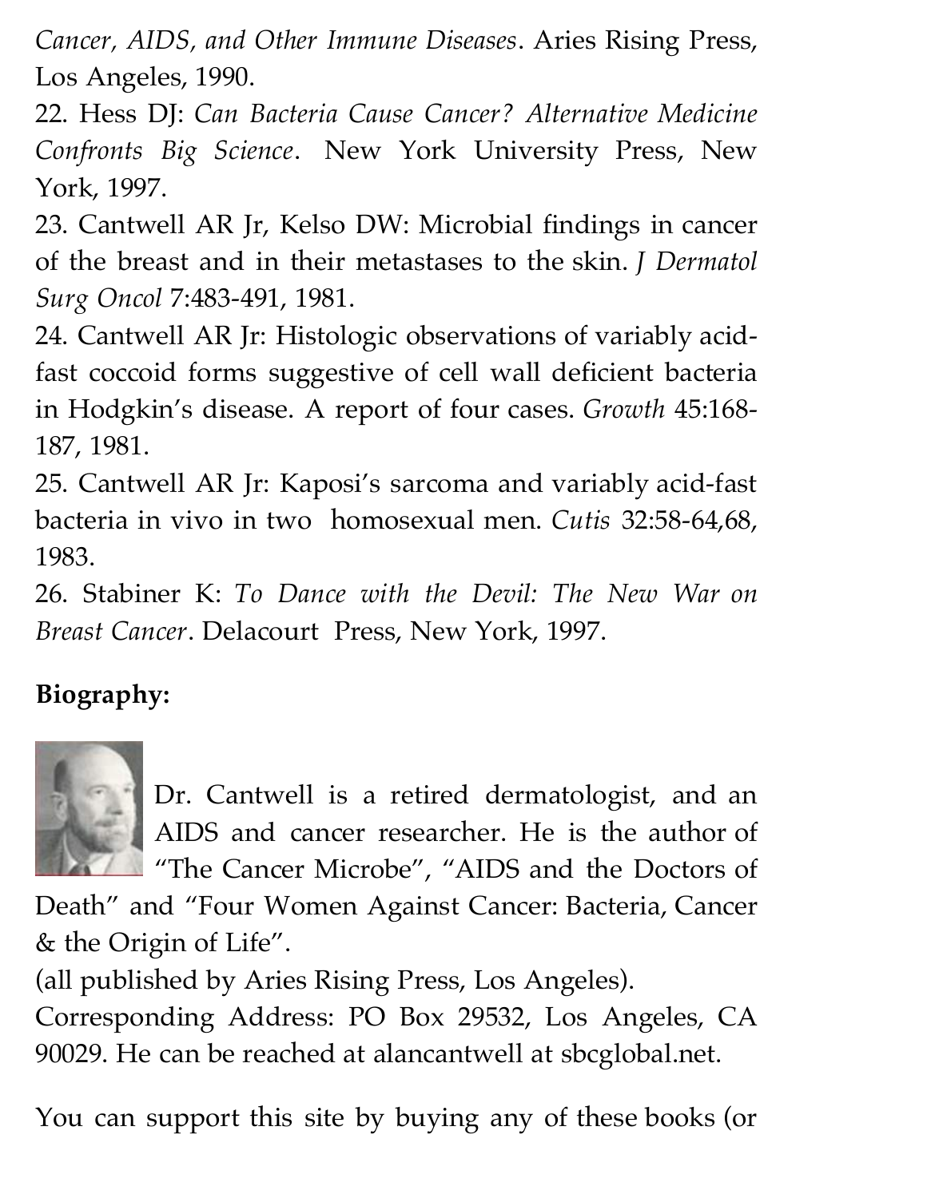*Cancer, AIDS, and Other Immune Diseases*. Aries Rising Press, Los Angeles, 1990.

22. Hess DJ: *Can Bacteria Cause Cancer? Alternative Medicine Confronts Big Science*. New York University Press, New York, 1997.
23. Cantwell AR Jr, Kelso DW: Microbial findings in cancer of the breast and in their metastases to the skin. *J Dermatol Surg Oncol* 7:483-491, 1981.
24. Cantwell AR Jr: Histologic observations of variably acid-fast coccoid forms suggestive of cell wall deficient bacteria in Hodgkin's disease. A report of four cases. *Growth* 45:168-187, 1981.
25. Cantwell AR Jr: Kaposi's sarcoma and variably acid-fast bacteria in vivo in two homosexual men. *Cutis* 32:58-64,68, 1983.
26. Stabiner K: *To Dance with the Devil: The New War on Breast Cancer*. Delacourt Press, New York, 1997.

**Biography:**

Dr. Cantwell is a retired dermatologist, and an AIDS and cancer researcher. He is the author of "The Cancer Microbe", "AIDS and the Doctors of Death" and "Four Women Against Cancer: Bacteria, Cancer & the Origin of Life".
(all published by Aries Rising Press, Los Angeles).
Corresponding Address: PO Box 29532, Los Angeles, CA 90029. He can be reached at alancantwell at sbcglobal.net.

You can support this site by buying any of these books (or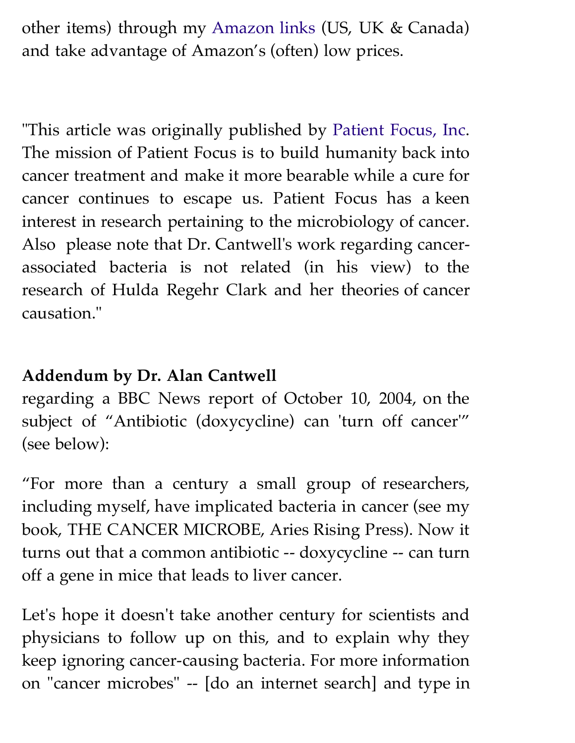other items) through my Amazon links (US, UK & Canada) and take advantage of Amazon's (often) low prices.

"This article was originally published by Patient Focus, Inc. The mission of Patient Focus is to build humanity back into cancer treatment and make it more bearable while a cure for cancer continues to escape us. Patient Focus has a keen interest in research pertaining to the microbiology of cancer. Also please note that Dr. Cantwell's work regarding cancer-associated bacteria is not related (in his view) to the research of Hulda Regehr Clark and her theories of cancer causation."

**Addendum by Dr. Alan Cantwell**
regarding a BBC News report of October 10, 2004, on the subject of "Antibiotic (doxycycline) can 'turn off cancer'" (see below):

"For more than a century a small group of researchers, including myself, have implicated bacteria in cancer (see my book, THE CANCER MICROBE, Aries Rising Press). Now it turns out that a common antibiotic -- doxycycline -- can turn off a gene in mice that leads to liver cancer.

Let's hope it doesn't take another century for scientists and physicians to follow up on this, and to explain why they keep ignoring cancer-causing bacteria. For more information on "cancer microbes" -- [do an internet search] and type in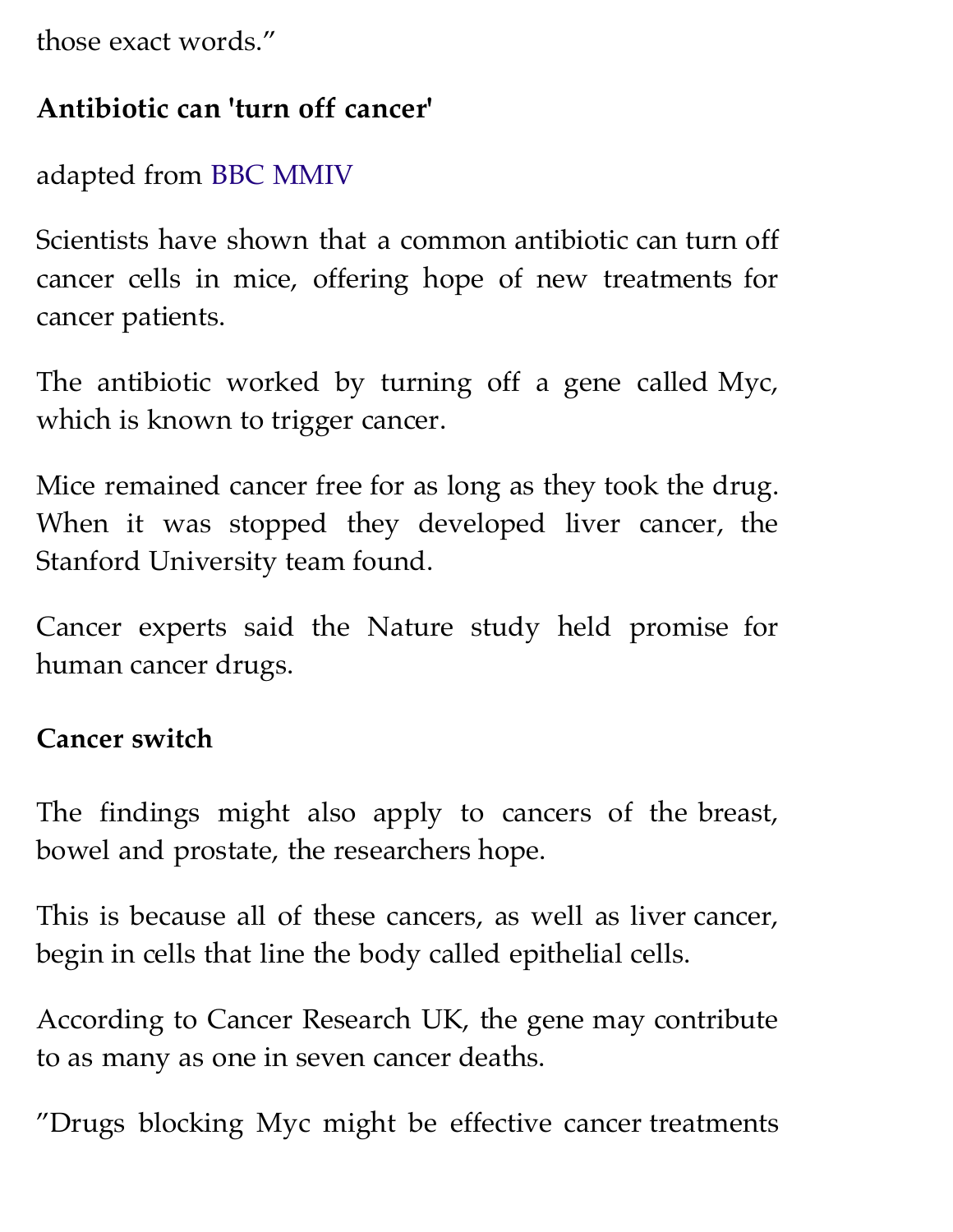those exact words."

**Antibiotic can 'turn off cancer'**

adapted from BBC MMIV

Scientists have shown that a common antibiotic can turn off cancer cells in mice, offering hope of new treatments for cancer patients.

The antibiotic worked by turning off a gene called Myc, which is known to trigger cancer.

Mice remained cancer free for as long as they took the drug. When it was stopped they developed liver cancer, the Stanford University team found.

Cancer experts said the Nature study held promise for human cancer drugs.

**Cancer switch**

The findings might also apply to cancers of the breast, bowel and prostate, the researchers hope.

This is because all of these cancers, as well as liver cancer, begin in cells that line the body called epithelial cells.

According to Cancer Research UK, the gene may contribute to as many as one in seven cancer deaths.

"Drugs blocking Myc might be effective cancer treatments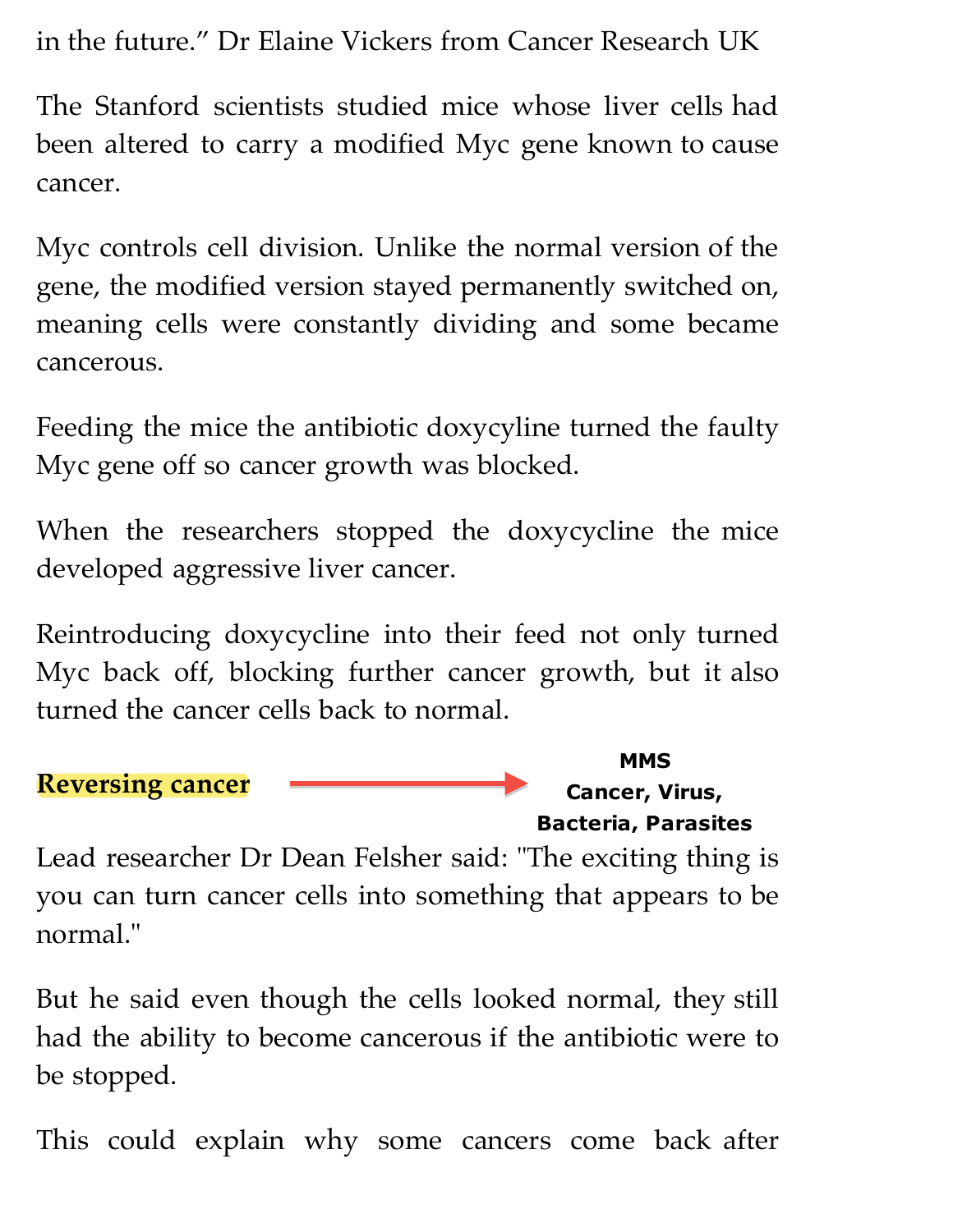in the future." Dr Elaine Vickers from Cancer Research UK

The Stanford scientists studied mice whose liver cells had been altered to carry a modified Myc gene known to cause cancer.

Myc controls cell division. Unlike the normal version of the gene, the modified version stayed permanently switched on, meaning cells were constantly dividing and some became cancerous.

Feeding the mice the antibiotic doxycyline turned the faulty Myc gene off so cancer growth was blocked.

When the researchers stopped the doxycycline the mice developed aggressive liver cancer.

Reintroducing doxycycline into their feed not only turned Myc back off, blocking further cancer growth, but it also turned the cancer cells back to normal.

**Reversing cancer** → **MMS Cancer, Virus, Bacteria, Parasites**

Lead researcher Dr Dean Felsher said: "The exciting thing is you can turn cancer cells into something that appears to be normal."

But he said even though the cells looked normal, they still had the ability to become cancerous if the antibiotic were to be stopped.

This could explain why some cancers come back after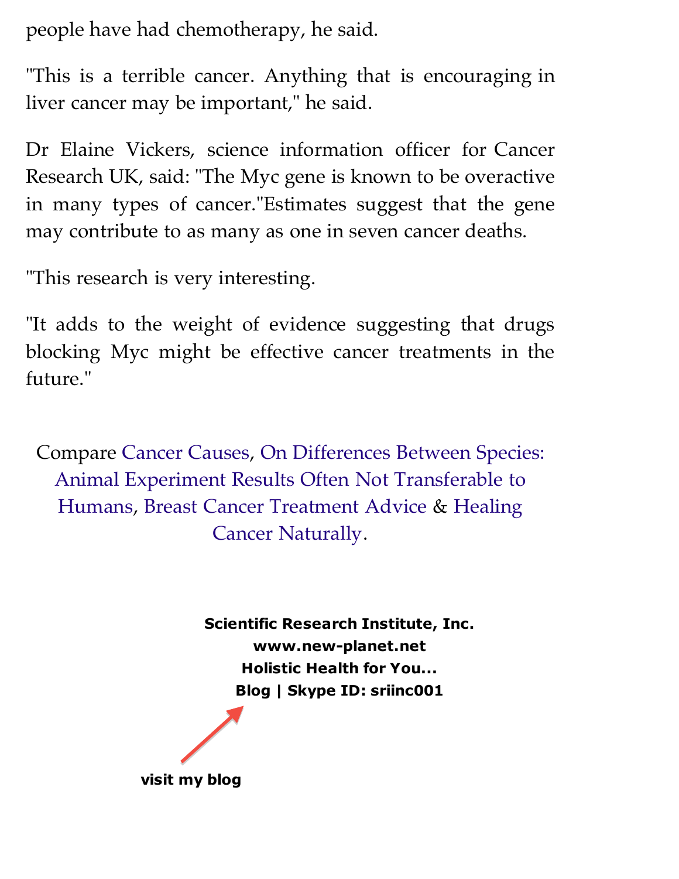people have had chemotherapy, he said.

"This is a terrible cancer. Anything that is encouraging in liver cancer may be important," he said.

Dr Elaine Vickers, science information officer for Cancer Research UK, said: "The Myc gene is known to be overactive in many types of cancer."Estimates suggest that the gene may contribute to as many as one in seven cancer deaths.

"This research is very interesting.

"It adds to the weight of evidence suggesting that drugs blocking Myc might be effective cancer treatments in the future."

Compare Cancer Causes, On Differences Between Species: Animal Experiment Results Often Not Transferable to Humans, Breast Cancer Treatment Advice & Healing Cancer Naturally.

**Scientific Research Institute, Inc.**
**www.new-planet.net**
**Holistic Health for You...**
**Blog | Skype ID: sriinc001**

**visit my blog**